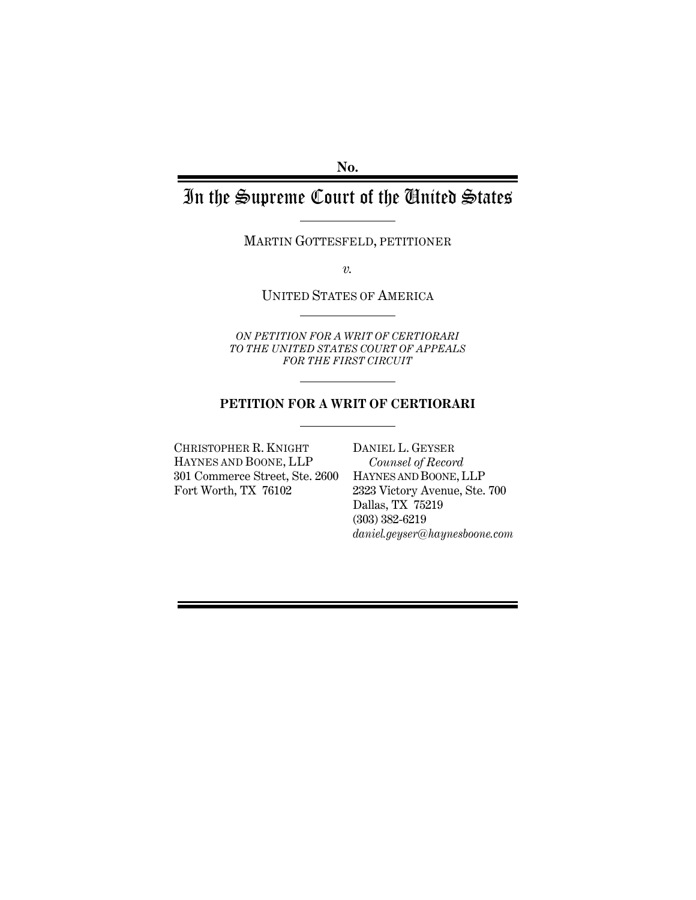No.

# In the Supreme Court of the United States

MARTIN GOTTESFELD, PETITIONER

*v.*

UNITED STATES OF AMERICA

*ON PETITION FOR A WRIT OF CERTIORARI TO THE UNITED STATES COURT OF APPEALS FOR THE FIRST CIRCUIT*

## PETITION FOR A WRIT OF CERTIORARI

CHRISTOPHER R. KNIGHT
HAYNES AND BOONE, LLP
301 Commerce Street, Ste. 2600
Fort Worth, TX 76102

DANIEL L. GEYSER
*Counsel of Record*
HAYNES AND BOONE, LLP
2323 Victory Avenue, Ste. 700
Dallas, TX 75219
(303) 382-6219
*daniel.geyser@haynesboone.com*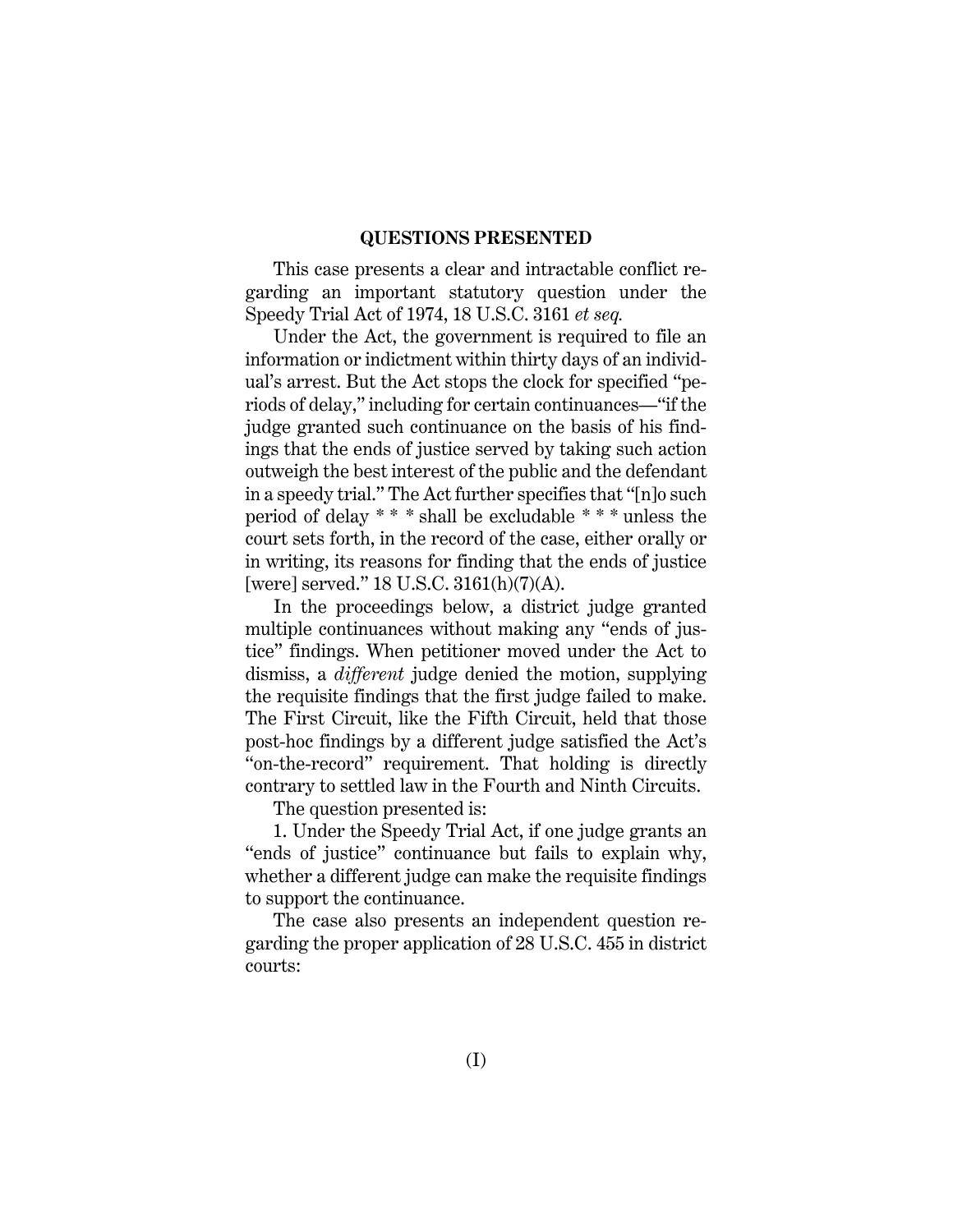## QUESTIONS PRESENTED

This case presents a clear and intractable conflict regarding an important statutory question under the Speedy Trial Act of 1974, 18 U.S.C. 3161 *et seq.*

Under the Act, the government is required to file an information or indictment within thirty days of an individual's arrest. But the Act stops the clock for specified "periods of delay," including for certain continuances—"if the judge granted such continuance on the basis of his findings that the ends of justice served by taking such action outweigh the best interest of the public and the defendant in a speedy trial." The Act further specifies that "[n]o such period of delay * * * shall be excludable * * * unless the court sets forth, in the record of the case, either orally or in writing, its reasons for finding that the ends of justice [were] served." 18 U.S.C. 3161(h)(7)(A).

In the proceedings below, a district judge granted multiple continuances without making any "ends of justice" findings. When petitioner moved under the Act to dismiss, a *different* judge denied the motion, supplying the requisite findings that the first judge failed to make. The First Circuit, like the Fifth Circuit, held that those post-hoc findings by a different judge satisfied the Act's "on-the-record" requirement. That holding is directly contrary to settled law in the Fourth and Ninth Circuits.

The question presented is:

1. Under the Speedy Trial Act, if one judge grants an "ends of justice" continuance but fails to explain why, whether a different judge can make the requisite findings to support the continuance.

The case also presents an independent question regarding the proper application of 28 U.S.C. 455 in district courts: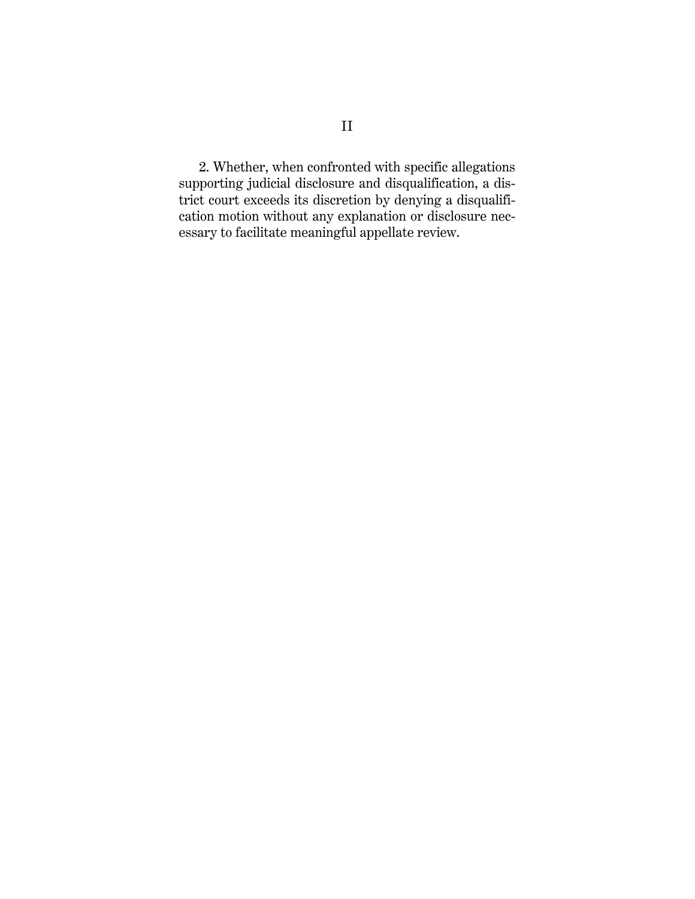2. Whether, when confronted with specific allegations supporting judicial disclosure and disqualification, a district court exceeds its discretion by denying a disqualification motion without any explanation or disclosure necessary to facilitate meaningful appellate review.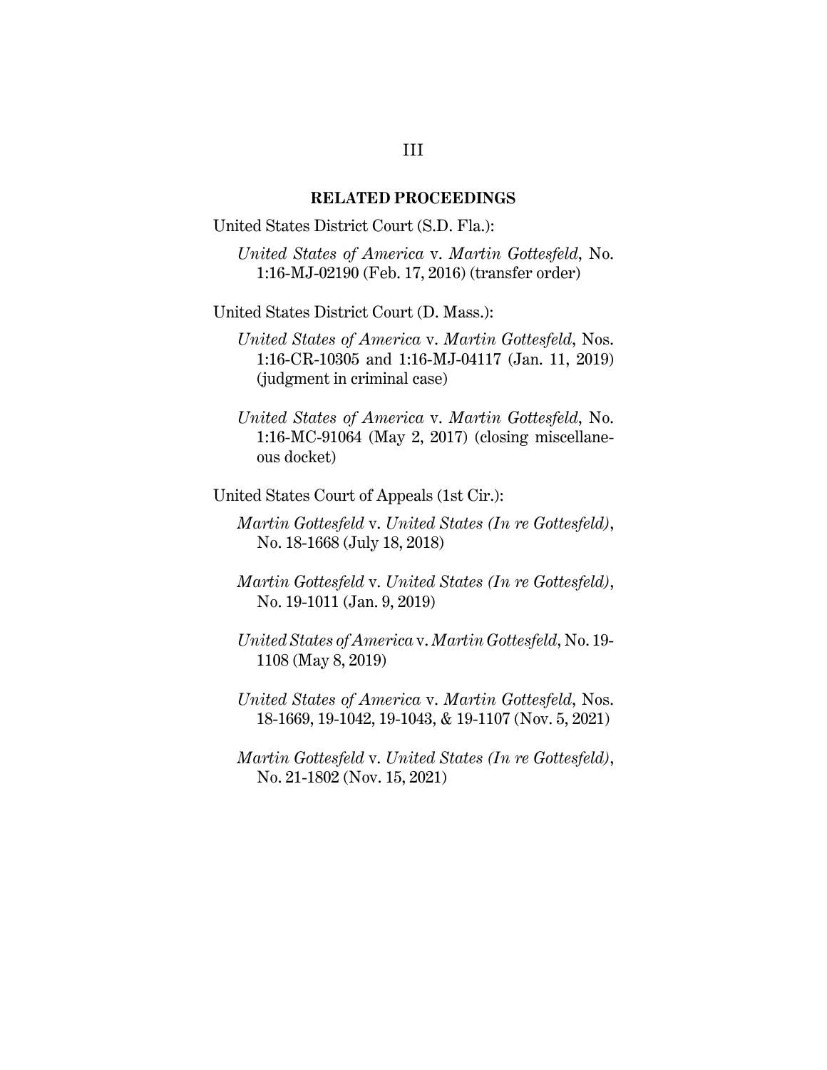## RELATED PROCEEDINGS

United States District Court (S.D. Fla.):

*United States of America* v. *Martin Gottesfeld*, No. 1:16-MJ-02190 (Feb. 17, 2016) (transfer order)

United States District Court (D. Mass.):

*United States of America* v. *Martin Gottesfeld*, Nos. 1:16-CR-10305 and 1:16-MJ-04117 (Jan. 11, 2019) (judgment in criminal case)

*United States of America* v. *Martin Gottesfeld*, No. 1:16-MC-91064 (May 2, 2017) (closing miscellaneous docket)

United States Court of Appeals (1st Cir.):

*Martin Gottesfeld* v. *United States (In re Gottesfeld)*, No. 18-1668 (July 18, 2018)

*Martin Gottesfeld* v. *United States (In re Gottesfeld)*, No. 19-1011 (Jan. 9, 2019)

*United States of America* v. *Martin Gottesfeld*, No. 19-1108 (May 8, 2019)

*United States of America* v. *Martin Gottesfeld*, Nos. 18-1669, 19-1042, 19-1043, & 19-1107 (Nov. 5, 2021)

*Martin Gottesfeld* v. *United States (In re Gottesfeld)*, No. 21-1802 (Nov. 15, 2021)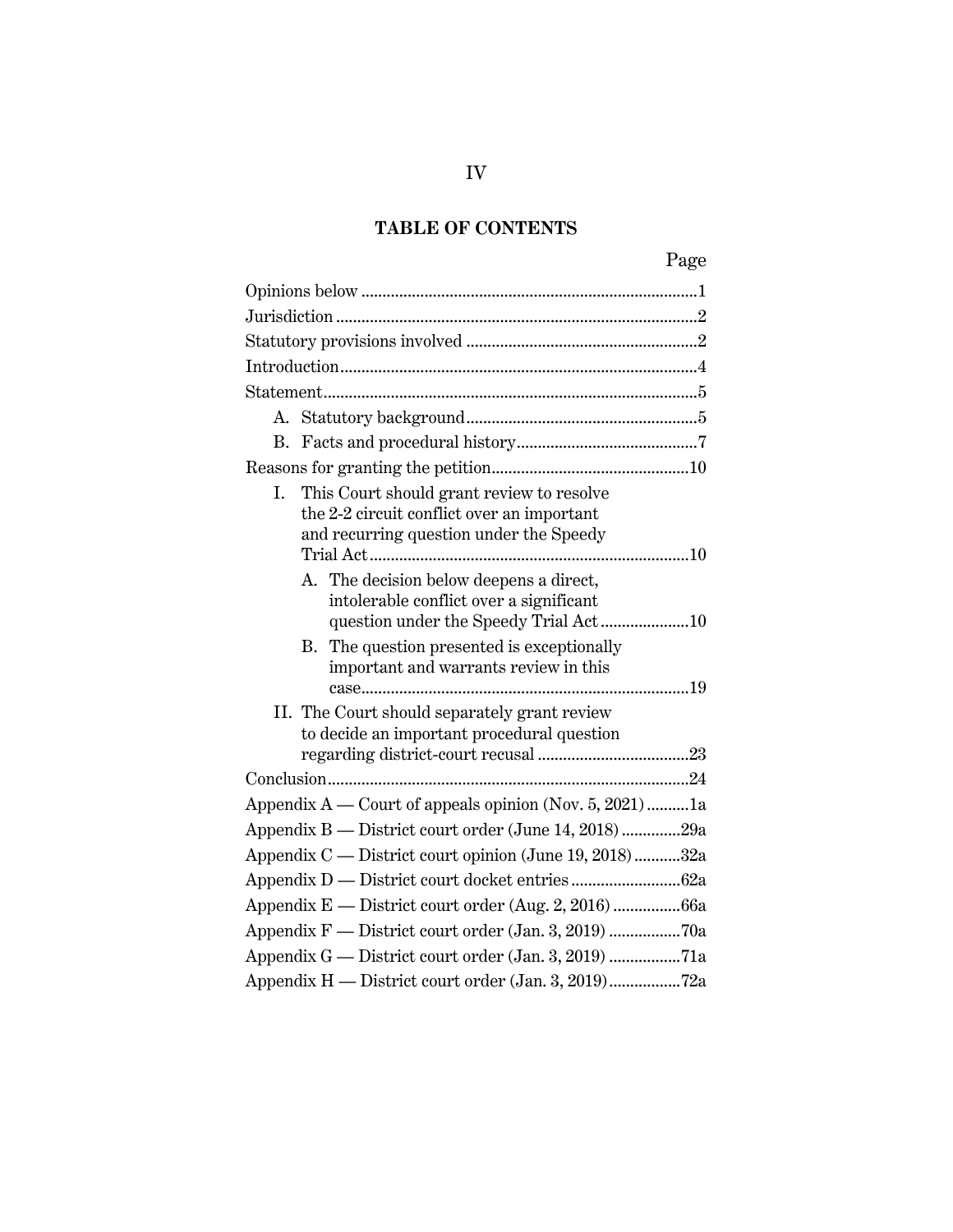## TABLE OF CONTENTS

| | Page |
|---|---|
| Opinions below | 1 |
| Jurisdiction | 2 |
| Statutory provisions involved | 2 |
| Introduction | 4 |
| Statement | 5 |
| A. Statutory background | 5 |
| B. Facts and procedural history | 7 |
| Reasons for granting the petition | 10 |
| I. This Court should grant review to resolve the 2-2 circuit conflict over an important and recurring question under the Speedy Trial Act | 10 |
| A. The decision below deepens a direct, intolerable conflict over a significant question under the Speedy Trial Act | 10 |
| B. The question presented is exceptionally important and warrants review in this case | 19 |
| II. The Court should separately grant review to decide an important procedural question regarding district-court recusal | 23 |
| Conclusion | 24 |
| Appendix A — Court of appeals opinion (Nov. 5, 2021) | 1a |
| Appendix B — District court order (June 14, 2018) | 29a |
| Appendix C — District court opinion (June 19, 2018) | 32a |
| Appendix D — District court docket entries | 62a |
| Appendix E — District court order (Aug. 2, 2016) | 66a |
| Appendix F — District court order (Jan. 3, 2019) | 70a |
| Appendix G — District court order (Jan. 3, 2019) | 71a |
| Appendix H — District court order (Jan. 3, 2019) | 72a |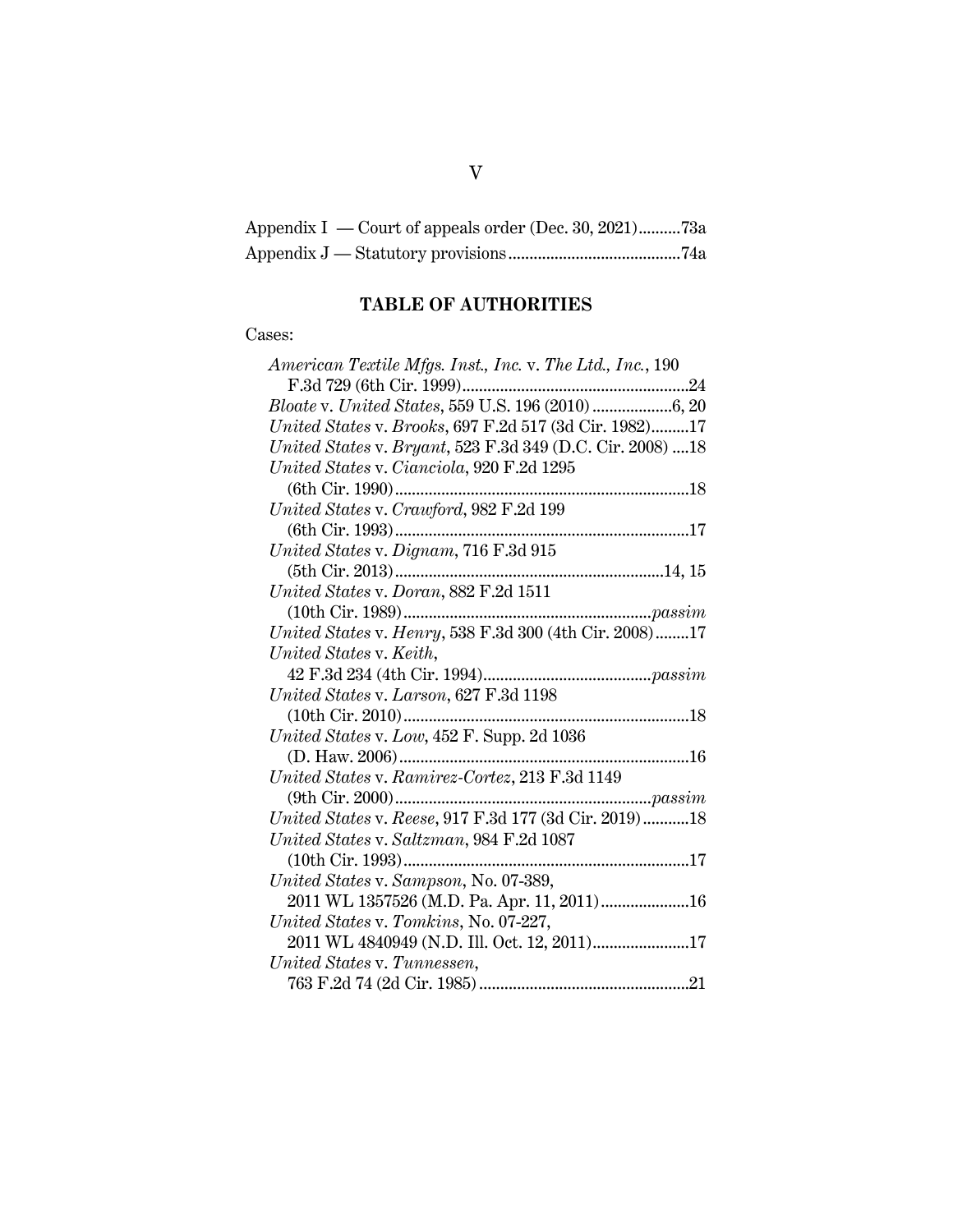Appendix I — Court of appeals order (Dec. 30, 2021) .......... 73a
Appendix J — Statutory provisions .......................................... 74a

## TABLE OF AUTHORITIES

Cases:

*American Textile Mfgs. Inst., Inc.* v. *The Ltd., Inc.*, 190 F.3d 729 (6th Cir. 1999) .......................................................... 24

*Bloate* v. *United States*, 559 U.S. 196 (2010) ................... 6, 20

*United States* v. *Brooks*, 697 F.2d 517 (3d Cir. 1982) ......... 17

*United States* v. *Bryant*, 523 F.3d 349 (D.C. Cir. 2008) .... 18

*United States* v. *Cianciola*, 920 F.2d 1295 (6th Cir. 1990) ...................................................................... 18

*United States* v. *Crawford*, 982 F.2d 199 (6th Cir. 1993) ...................................................................... 17

*United States* v. *Dignam*, 716 F.3d 915 (5th Cir. 2013) ................................................................ 14, 15

*United States* v. *Doran*, 882 F.2d 1511 (10th Cir. 1989) ........................................................... *passim*

*United States* v. *Henry*, 538 F.3d 300 (4th Cir. 2008) ........ 17

*United States* v. *Keith*, 42 F.3d 234 (4th Cir. 1994) ........................................ *passim*

*United States* v. *Larson*, 627 F.3d 1198 (10th Cir. 2010) .................................................................... 18

*United States* v. *Low*, 452 F. Supp. 2d 1036 (D. Haw. 2006) ..................................................................... 16

*United States* v. *Ramirez-Cortez*, 213 F.3d 1149 (9th Cir. 2000) ............................................................. *passim*

*United States* v. *Reese*, 917 F.3d 177 (3d Cir. 2019) ........... 18

*United States* v. *Saltzman*, 984 F.2d 1087 (10th Cir. 1993) .................................................................... 17

*United States* v. *Sampson*, No. 07-389, 2011 WL 1357526 (M.D. Pa. Apr. 11, 2011) ..................... 16

*United States* v. *Tomkins*, No. 07-227, 2011 WL 4840949 (N.D. Ill. Oct. 12, 2011) ....................... 17

*United States* v. *Tunnessen*, 763 F.2d 74 (2d Cir. 1985) .................................................. 21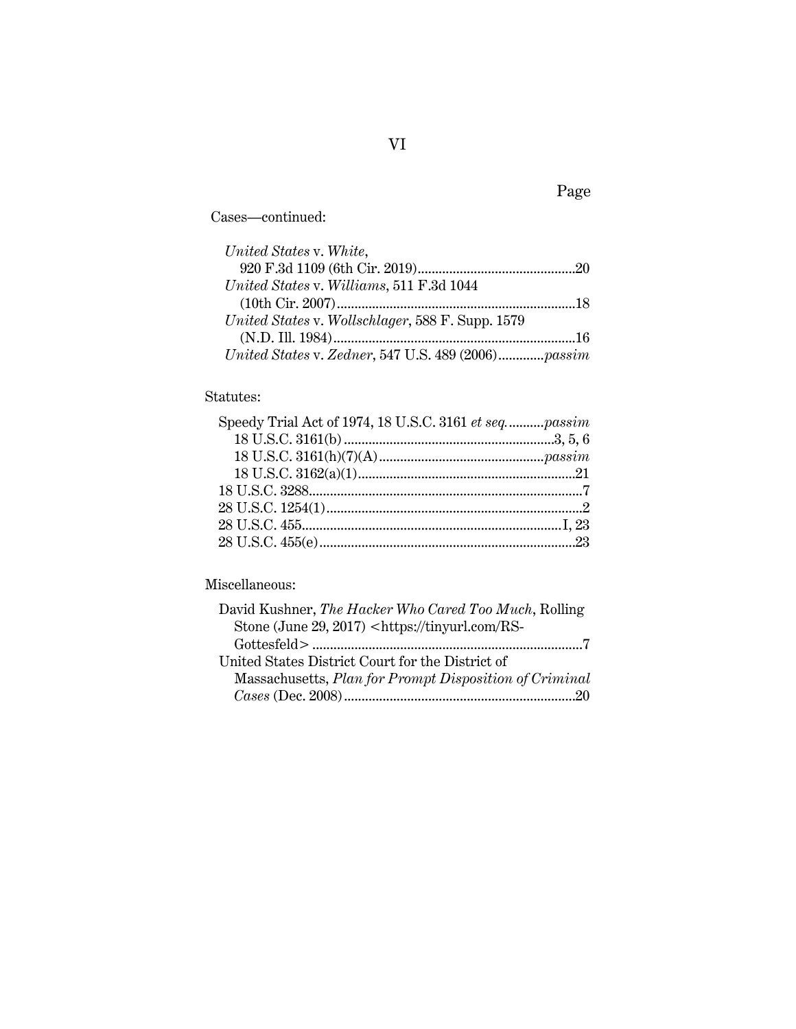Page

Cases—continued:

*United States* v. *White*, 920 F.3d 1109 (6th Cir. 2019) .......... 20

*United States* v. *Williams*, 511 F.3d 1044 (10th Cir. 2007) .......... 18

*United States* v. *Wollschlager*, 588 F. Supp. 1579 (N.D. Ill. 1984) .......... 16

*United States* v. *Zedner*, 547 U.S. 489 (2006) .......... *passim*

Statutes:

Speedy Trial Act of 1974, 18 U.S.C. 3161 *et seq.* .......... *passim*

- 18 U.S.C. 3161(b) .......... 3, 5, 6
- 18 U.S.C. 3161(h)(7)(A) .......... *passim*
- 18 U.S.C. 3162(a)(1) .......... 21

18 U.S.C. 3288 .......... 7

28 U.S.C. 1254(1) .......... 2

28 U.S.C. 455 .......... I, 23

28 U.S.C. 455(e) .......... 23

Miscellaneous:

David Kushner, *The Hacker Who Cared Too Much*, Rolling Stone (June 29, 2017) <https://tinyurl.com/RS-Gottesfeld> .......... 7

United States District Court for the District of Massachusetts, *Plan for Prompt Disposition of Criminal Cases* (Dec. 2008) .......... 20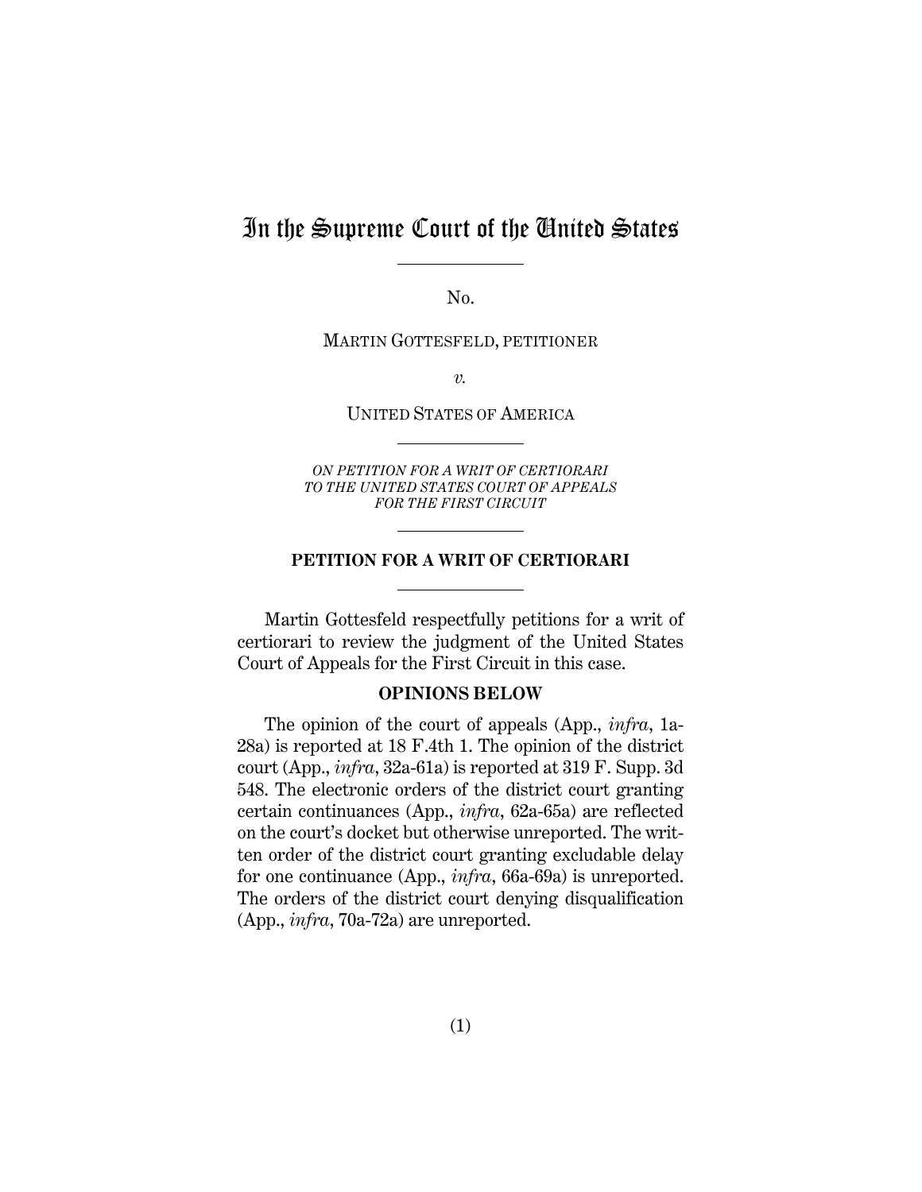# In the Supreme Court of the United States

No.

MARTIN GOTTESFELD, PETITIONER

*v.*

UNITED STATES OF AMERICA

*ON PETITION FOR A WRIT OF CERTIORARI TO THE UNITED STATES COURT OF APPEALS FOR THE FIRST CIRCUIT*

**PETITION FOR A WRIT OF CERTIORARI**

Martin Gottesfeld respectfully petitions for a writ of certiorari to review the judgment of the United States Court of Appeals for the First Circuit in this case.

**OPINIONS BELOW**

The opinion of the court of appeals (App., *infra*, 1a-28a) is reported at 18 F.4th 1. The opinion of the district court (App., *infra*, 32a-61a) is reported at 319 F. Supp. 3d 548. The electronic orders of the district court granting certain continuances (App., *infra*, 62a-65a) are reflected on the court's docket but otherwise unreported. The written order of the district court granting excludable delay for one continuance (App., *infra*, 66a-69a) is unreported. The orders of the district court denying disqualification (App., *infra*, 70a-72a) are unreported.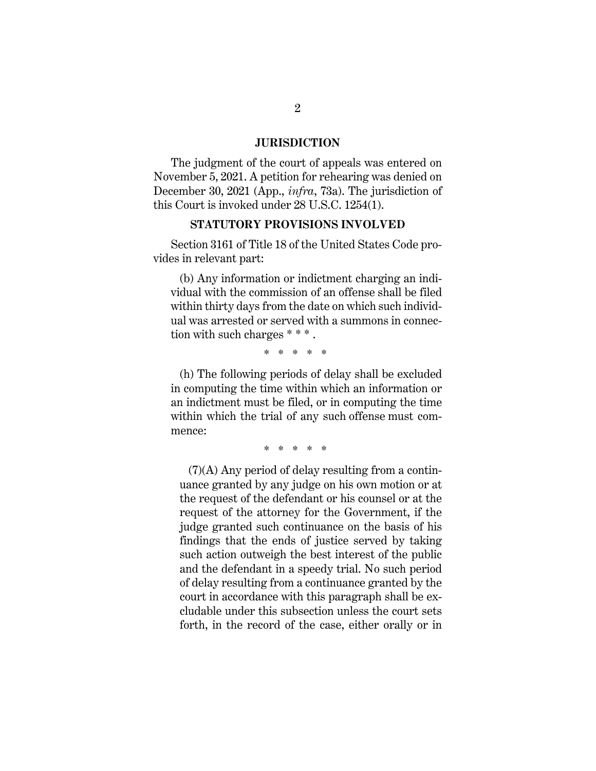## JURISDICTION

The judgment of the court of appeals was entered on November 5, 2021. A petition for rehearing was denied on December 30, 2021 (App., *infra*, 73a). The jurisdiction of this Court is invoked under 28 U.S.C. 1254(1).

## STATUTORY PROVISIONS INVOLVED

Section 3161 of Title 18 of the United States Code provides in relevant part:

> (b) Any information or indictment charging an individual with the commission of an offense shall be filed within thirty days from the date on which such individual was arrested or served with a summons in connection with such charges * * * .
>
> \* \* \* \* \*
>
> (h) The following periods of delay shall be excluded in computing the time within which an information or an indictment must be filed, or in computing the time within which the trial of any such offense must commence:
>
> \* \* \* \* \*
>
> (7)(A) Any period of delay resulting from a continuance granted by any judge on his own motion or at the request of the defendant or his counsel or at the request of the attorney for the Government, if the judge granted such continuance on the basis of his findings that the ends of justice served by taking such action outweigh the best interest of the public and the defendant in a speedy trial. No such period of delay resulting from a continuance granted by the court in accordance with this paragraph shall be excludable under this subsection unless the court sets forth, in the record of the case, either orally or in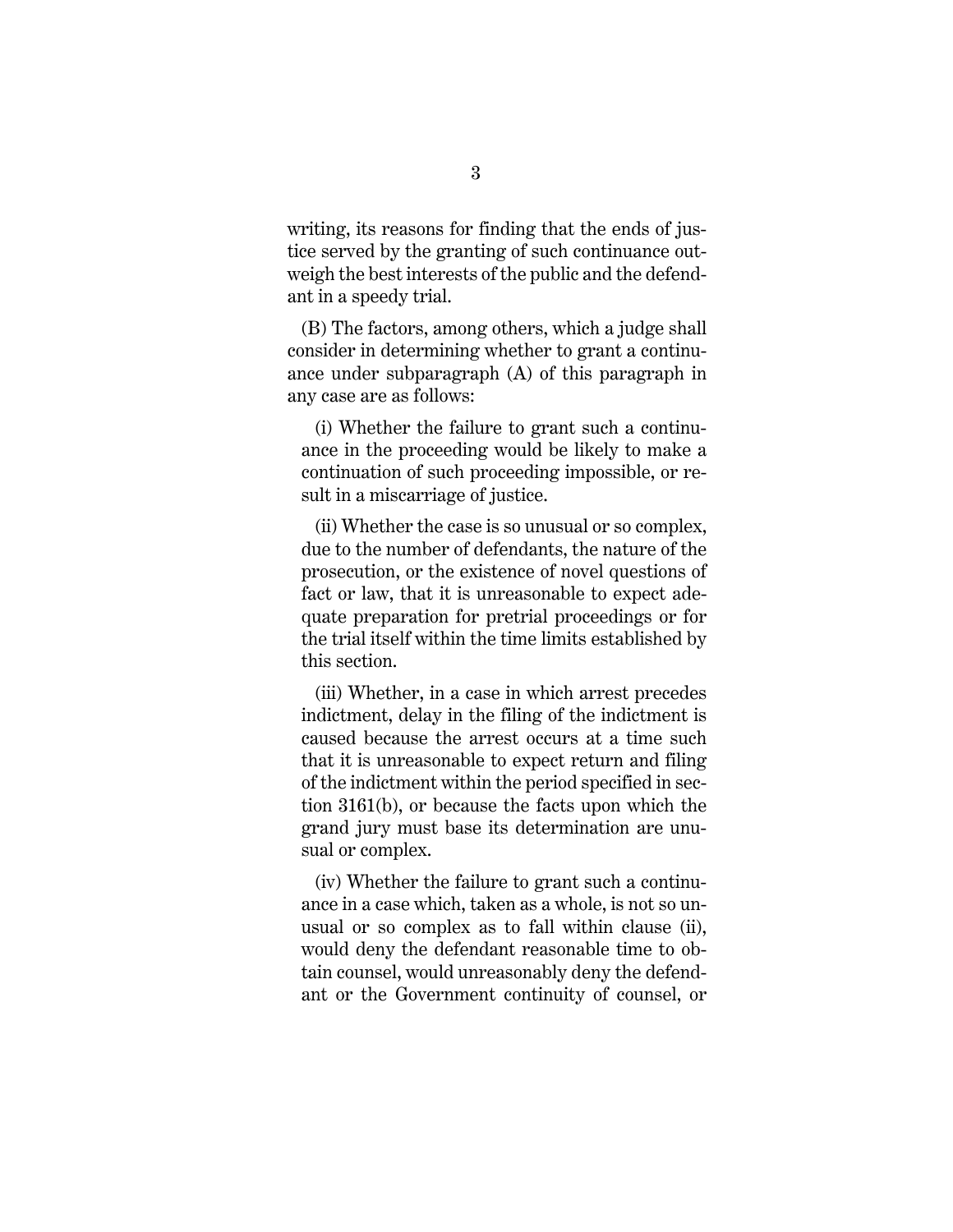writing, its reasons for finding that the ends of justice served by the granting of such continuance outweigh the best interests of the public and the defendant in a speedy trial.

(B) The factors, among others, which a judge shall consider in determining whether to grant a continuance under subparagraph (A) of this paragraph in any case are as follows:

(i) Whether the failure to grant such a continuance in the proceeding would be likely to make a continuation of such proceeding impossible, or result in a miscarriage of justice.

(ii) Whether the case is so unusual or so complex, due to the number of defendants, the nature of the prosecution, or the existence of novel questions of fact or law, that it is unreasonable to expect adequate preparation for pretrial proceedings or for the trial itself within the time limits established by this section.

(iii) Whether, in a case in which arrest precedes indictment, delay in the filing of the indictment is caused because the arrest occurs at a time such that it is unreasonable to expect return and filing of the indictment within the period specified in section 3161(b), or because the facts upon which the grand jury must base its determination are unusual or complex.

(iv) Whether the failure to grant such a continuance in a case which, taken as a whole, is not so unusual or so complex as to fall within clause (ii), would deny the defendant reasonable time to obtain counsel, would unreasonably deny the defendant or the Government continuity of counsel, or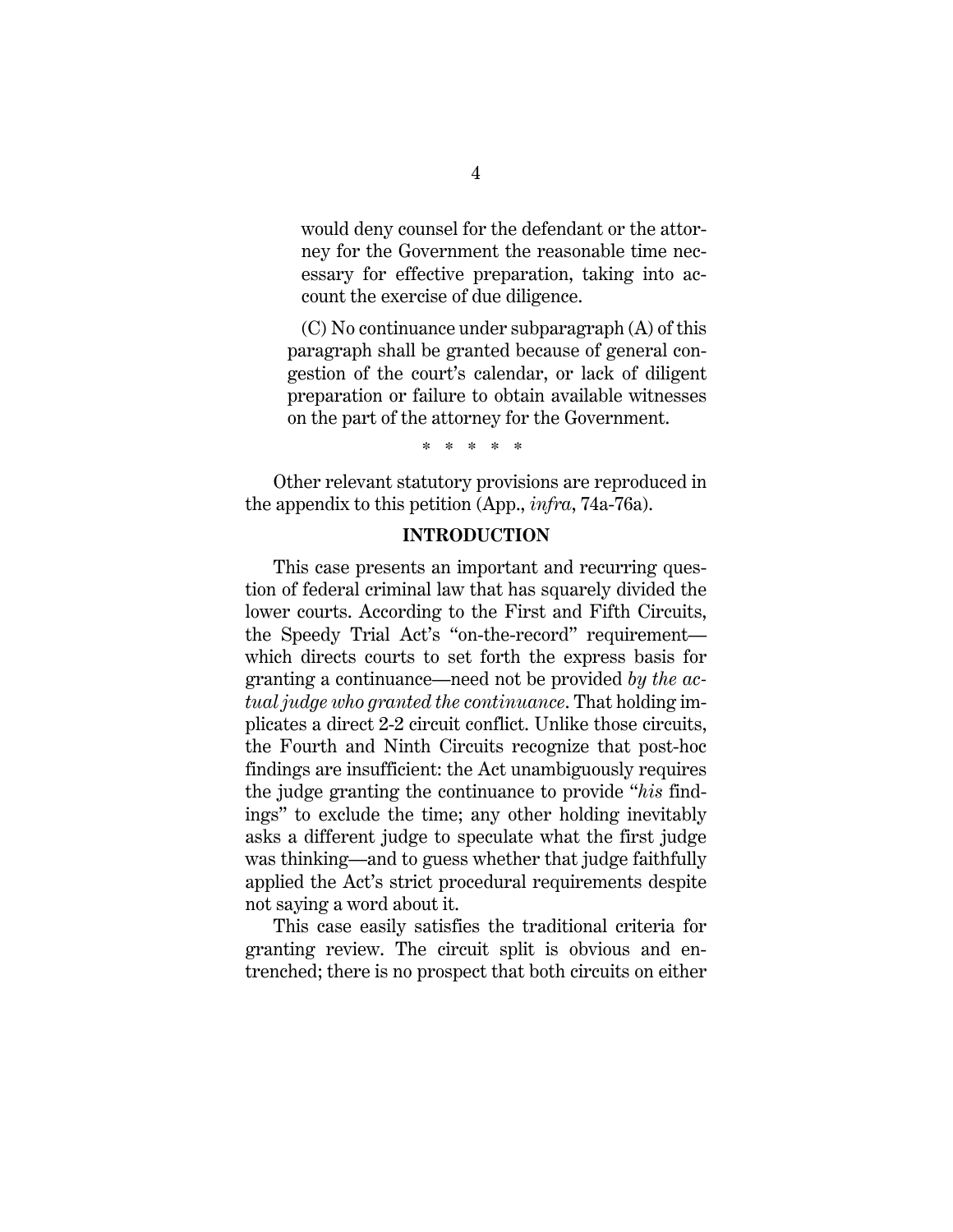> would deny counsel for the defendant or the attorney for the Government the reasonable time necessary for effective preparation, taking into account the exercise of due diligence.
>
> (C) No continuance under subparagraph (A) of this paragraph shall be granted because of general congestion of the court's calendar, or lack of diligent preparation or failure to obtain available witnesses on the part of the attorney for the Government.
>
> \* \* \* \* \*

Other relevant statutory provisions are reproduced in the appendix to this petition (App., *infra*, 74a-76a).

## INTRODUCTION

This case presents an important and recurring question of federal criminal law that has squarely divided the lower courts. According to the First and Fifth Circuits, the Speedy Trial Act's "on-the-record" requirement—which directs courts to set forth the express basis for granting a continuance—need not be provided *by the actual judge who granted the continuance*. That holding implicates a direct 2-2 circuit conflict. Unlike those circuits, the Fourth and Ninth Circuits recognize that post-hoc findings are insufficient: the Act unambiguously requires the judge granting the continuance to provide "*his* findings" to exclude the time; any other holding inevitably asks a different judge to speculate what the first judge was thinking—and to guess whether that judge faithfully applied the Act's strict procedural requirements despite not saying a word about it.

This case easily satisfies the traditional criteria for granting review. The circuit split is obvious and entrenched; there is no prospect that both circuits on either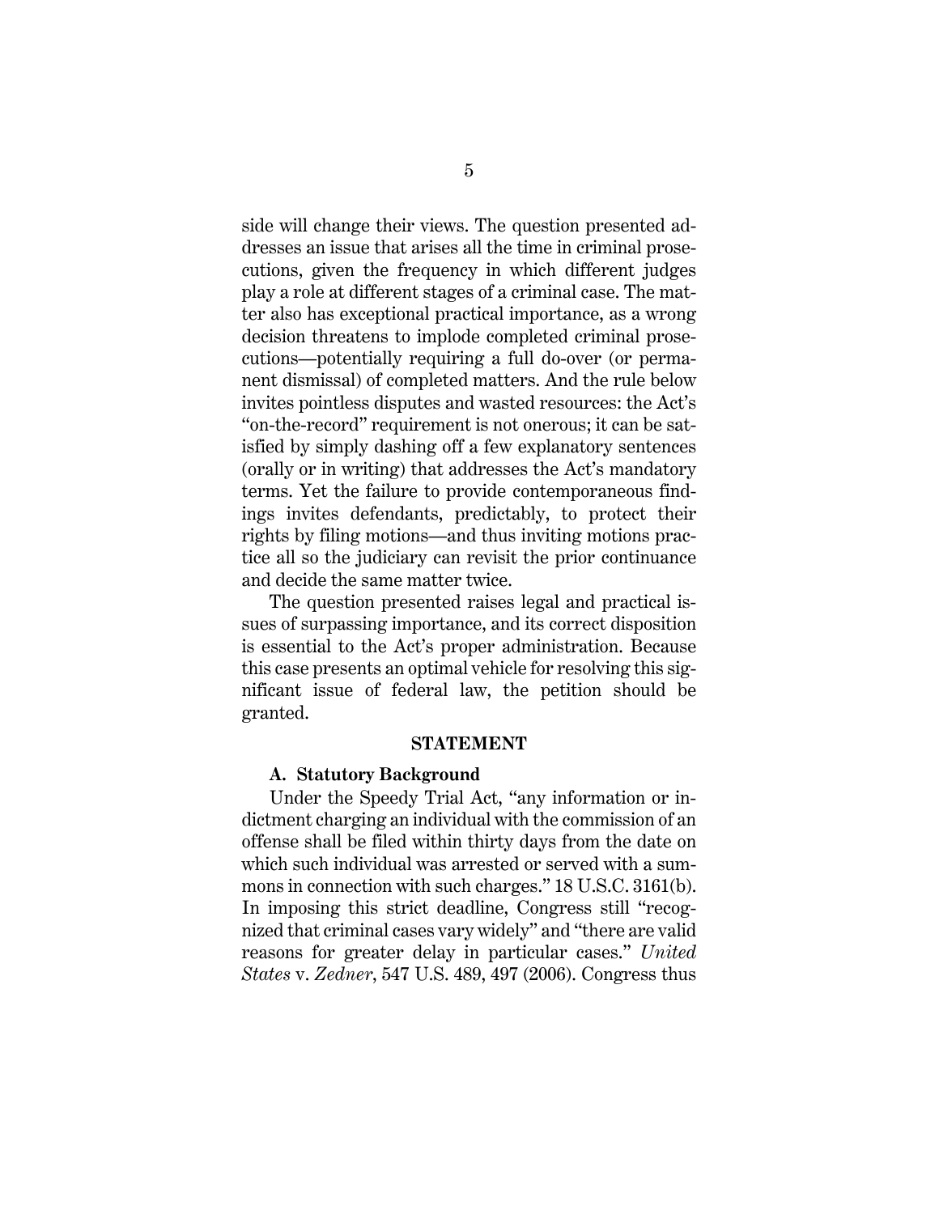side will change their views. The question presented addresses an issue that arises all the time in criminal prosecutions, given the frequency in which different judges play a role at different stages of a criminal case. The matter also has exceptional practical importance, as a wrong decision threatens to implode completed criminal prosecutions—potentially requiring a full do-over (or permanent dismissal) of completed matters. And the rule below invites pointless disputes and wasted resources: the Act's "on-the-record" requirement is not onerous; it can be satisfied by simply dashing off a few explanatory sentences (orally or in writing) that addresses the Act's mandatory terms. Yet the failure to provide contemporaneous findings invites defendants, predictably, to protect their rights by filing motions—and thus inviting motions practice all so the judiciary can revisit the prior continuance and decide the same matter twice.

The question presented raises legal and practical issues of surpassing importance, and its correct disposition is essential to the Act's proper administration. Because this case presents an optimal vehicle for resolving this significant issue of federal law, the petition should be granted.

## STATEMENT

### A. Statutory Background

Under the Speedy Trial Act, "any information or indictment charging an individual with the commission of an offense shall be filed within thirty days from the date on which such individual was arrested or served with a summons in connection with such charges." 18 U.S.C. 3161(b). In imposing this strict deadline, Congress still "recognized that criminal cases vary widely" and "there are valid reasons for greater delay in particular cases." *United States* v. *Zedner*, 547 U.S. 489, 497 (2006). Congress thus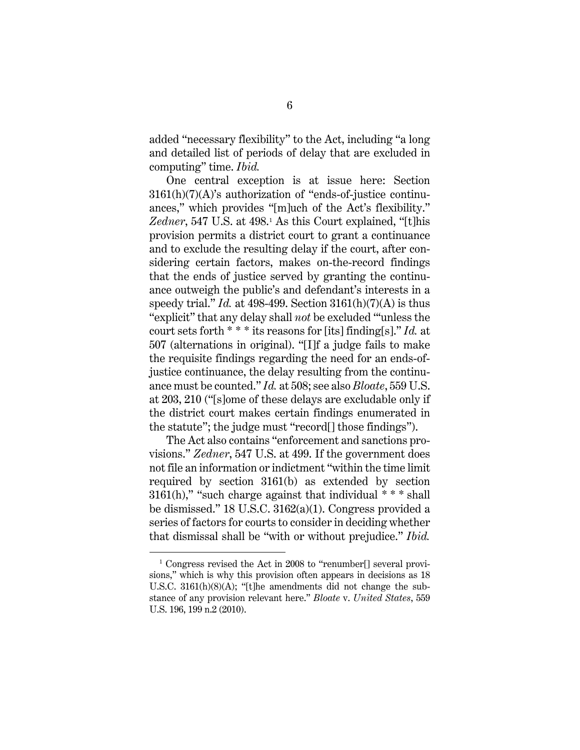added "necessary flexibility" to the Act, including "a long and detailed list of periods of delay that are excluded in computing" time. *Ibid.*

One central exception is at issue here: Section 3161(h)(7)(A)'s authorization of "ends-of-justice continuances," which provides "[m]uch of the Act's flexibility." *Zedner*, 547 U.S. at 498.[1] As this Court explained, "[t]his provision permits a district court to grant a continuance and to exclude the resulting delay if the court, after considering certain factors, makes on-the-record findings that the ends of justice served by granting the continuance outweigh the public's and defendant's interests in a speedy trial." *Id.* at 498-499. Section 3161(h)(7)(A) is thus "explicit" that any delay shall *not* be excluded "'unless the court sets forth * * * its reasons for [its] finding[s]." *Id.* at 507 (alternations in original). "[I]f a judge fails to make the requisite findings regarding the need for an ends-of-justice continuance, the delay resulting from the continuance must be counted." *Id.* at 508; see also *Bloate*, 559 U.S. at 203, 210 ("[s]ome of these delays are excludable only if the district court makes certain findings enumerated in the statute"; the judge must "record[] those findings").

The Act also contains "enforcement and sanctions provisions." *Zedner*, 547 U.S. at 499. If the government does not file an information or indictment "within the time limit required by section 3161(b) as extended by section 3161(h)," "such charge against that individual * * * shall be dismissed." 18 U.S.C. 3162(a)(1). Congress provided a series of factors for courts to consider in deciding whether that dismissal shall be "with or without prejudice." *Ibid.*

---

[1] Congress revised the Act in 2008 to "renumber[] several provisions," which is why this provision often appears in decisions as 18 U.S.C. 3161(h)(8)(A); "[t]he amendments did not change the substance of any provision relevant here." *Bloate* v. *United States*, 559 U.S. 196, 199 n.2 (2010).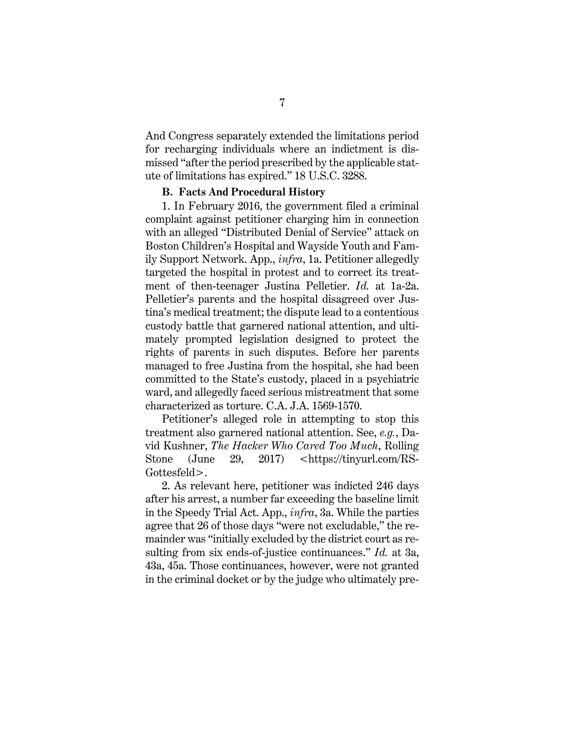And Congress separately extended the limitations period for recharging individuals where an indictment is dismissed "after the period prescribed by the applicable statute of limitations has expired." 18 U.S.C. 3288.

**B. Facts And Procedural History**

1. In February 2016, the government filed a criminal complaint against petitioner charging him in connection with an alleged "Distributed Denial of Service" attack on Boston Children's Hospital and Wayside Youth and Family Support Network. App., *infra*, 1a. Petitioner allegedly targeted the hospital in protest and to correct its treatment of then-teenager Justina Pelletier. *Id.* at 1a-2a. Pelletier's parents and the hospital disagreed over Justina's medical treatment; the dispute lead to a contentious custody battle that garnered national attention, and ultimately prompted legislation designed to protect the rights of parents in such disputes. Before her parents managed to free Justina from the hospital, she had been committed to the State's custody, placed in a psychiatric ward, and allegedly faced serious mistreatment that some characterized as torture. C.A. J.A. 1569-1570.

Petitioner's alleged role in attempting to stop this treatment also garnered national attention. See, *e.g.*, David Kushner, *The Hacker Who Cared Too Much*, Rolling Stone (June 29, 2017) <https://tinyurl.com/RS-Gottesfeld>.

2. As relevant here, petitioner was indicted 246 days after his arrest, a number far exceeding the baseline limit in the Speedy Trial Act. App., *infra*, 3a. While the parties agree that 26 of those days "were not excludable," the remainder was "initially excluded by the district court as resulting from six ends-of-justice continuances." *Id.* at 3a, 43a, 45a. Those continuances, however, were not granted in the criminal docket or by the judge who ultimately pre-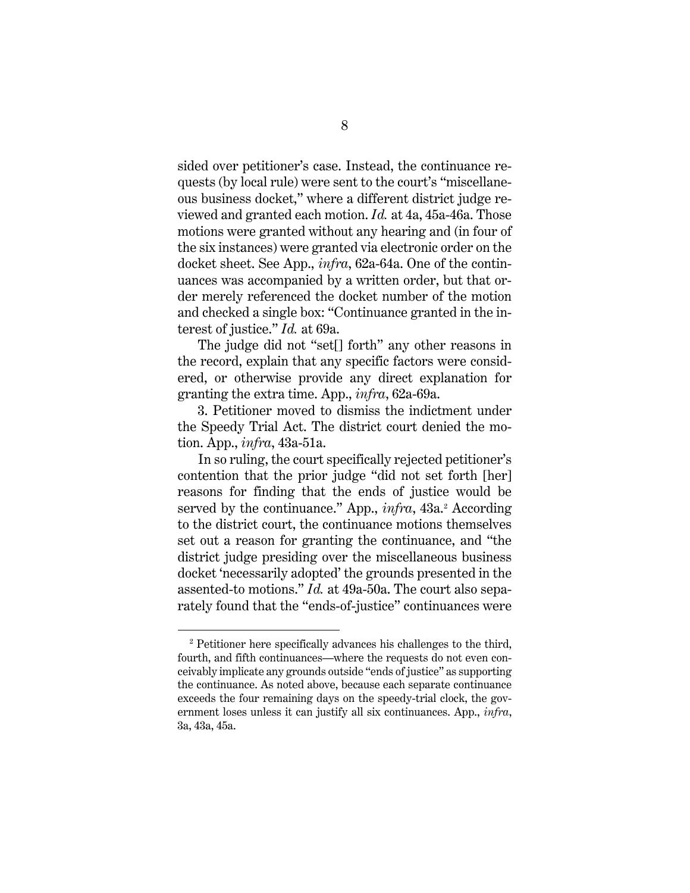sided over petitioner's case. Instead, the continuance requests (by local rule) were sent to the court's "miscellaneous business docket," where a different district judge reviewed and granted each motion. *Id.* at 4a, 45a-46a. Those motions were granted without any hearing and (in four of the six instances) were granted via electronic order on the docket sheet. See App., *infra*, 62a-64a. One of the continuances was accompanied by a written order, but that order merely referenced the docket number of the motion and checked a single box: "Continuance granted in the interest of justice." *Id.* at 69a.

The judge did not "set[] forth" any other reasons in the record, explain that any specific factors were considered, or otherwise provide any direct explanation for granting the extra time. App., *infra*, 62a-69a.

3. Petitioner moved to dismiss the indictment under the Speedy Trial Act. The district court denied the motion. App., *infra*, 43a-51a.

In so ruling, the court specifically rejected petitioner's contention that the prior judge "did not set forth [her] reasons for finding that the ends of justice would be served by the continuance." App., *infra*, 43a.[2] According to the district court, the continuance motions themselves set out a reason for granting the continuance, and "the district judge presiding over the miscellaneous business docket 'necessarily adopted' the grounds presented in the assented-to motions." *Id.* at 49a-50a. The court also separately found that the "ends-of-justice" continuances were

---

[2] Petitioner here specifically advances his challenges to the third, fourth, and fifth continuances—where the requests do not even conceivably implicate any grounds outside "ends of justice" as supporting the continuance. As noted above, because each separate continuance exceeds the four remaining days on the speedy-trial clock, the government loses unless it can justify all six continuances. App., *infra*, 3a, 43a, 45a.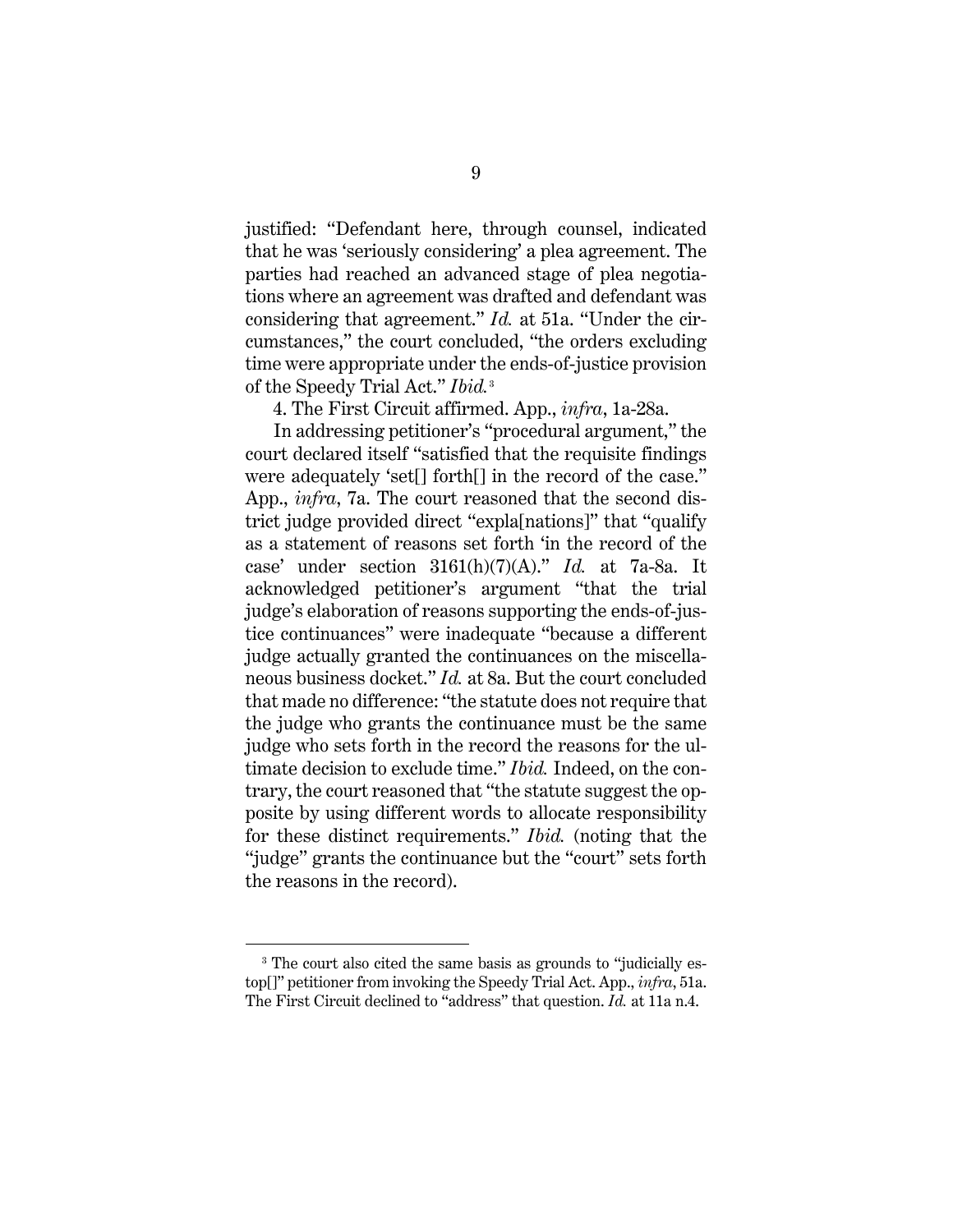justified: "Defendant here, through counsel, indicated that he was 'seriously considering' a plea agreement. The parties had reached an advanced stage of plea negotiations where an agreement was drafted and defendant was considering that agreement." *Id.* at 51a. "Under the circumstances," the court concluded, "the orders excluding time were appropriate under the ends-of-justice provision of the Speedy Trial Act." *Ibid.*[3]

4. The First Circuit affirmed. App., *infra*, 1a-28a.

In addressing petitioner's "procedural argument," the court declared itself "satisfied that the requisite findings were adequately 'set[] forth[] in the record of the case." App., *infra*, 7a. The court reasoned that the second district judge provided direct "expla[nations]" that "qualify as a statement of reasons set forth 'in the record of the case' under section 3161(h)(7)(A)." *Id.* at 7a-8a. It acknowledged petitioner's argument "that the trial judge's elaboration of reasons supporting the ends-of-justice continuances" were inadequate "because a different judge actually granted the continuances on the miscellaneous business docket." *Id.* at 8a. But the court concluded that made no difference: "the statute does not require that the judge who grants the continuance must be the same judge who sets forth in the record the reasons for the ultimate decision to exclude time." *Ibid.* Indeed, on the contrary, the court reasoned that "the statute suggest the opposite by using different words to allocate responsibility for these distinct requirements." *Ibid.* (noting that the "judge" grants the continuance but the "court" sets forth the reasons in the record).

[3] The court also cited the same basis as grounds to "judicially estop[]" petitioner from invoking the Speedy Trial Act. App., *infra*, 51a. The First Circuit declined to "address" that question. *Id.* at 11a n.4.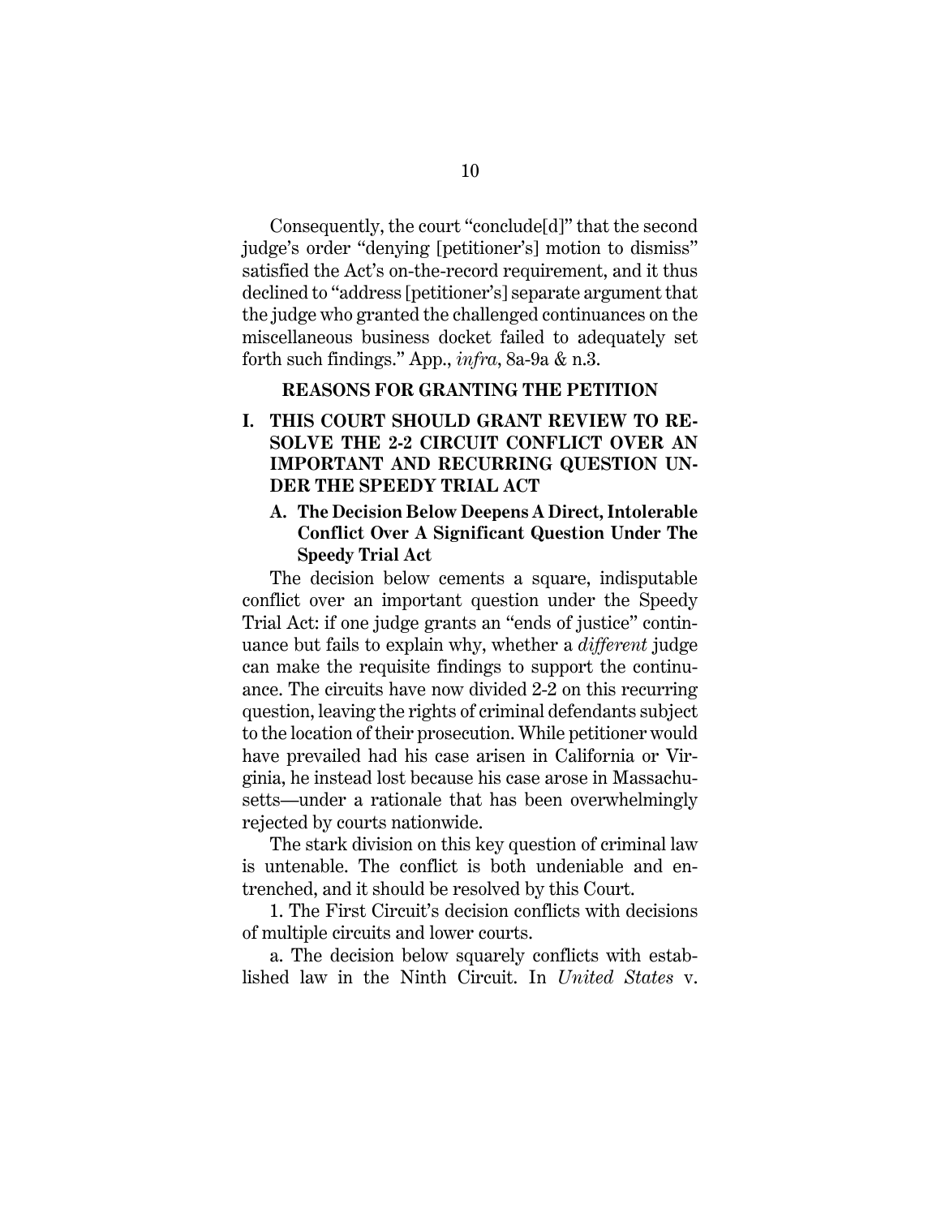Consequently, the court "conclude[d]" that the second judge's order "denying [petitioner's] motion to dismiss" satisfied the Act's on-the-record requirement, and it thus declined to "address [petitioner's] separate argument that the judge who granted the challenged continuances on the miscellaneous business docket failed to adequately set forth such findings." App., *infra*, 8a-9a & n.3.

## REASONS FOR GRANTING THE PETITION

### I. THIS COURT SHOULD GRANT REVIEW TO RESOLVE THE 2-2 CIRCUIT CONFLICT OVER AN IMPORTANT AND RECURRING QUESTION UNDER THE SPEEDY TRIAL ACT

#### A. The Decision Below Deepens A Direct, Intolerable Conflict Over A Significant Question Under The Speedy Trial Act

The decision below cements a square, indisputable conflict over an important question under the Speedy Trial Act: if one judge grants an "ends of justice" continuance but fails to explain why, whether a *different* judge can make the requisite findings to support the continuance. The circuits have now divided 2-2 on this recurring question, leaving the rights of criminal defendants subject to the location of their prosecution. While petitioner would have prevailed had his case arisen in California or Virginia, he instead lost because his case arose in Massachusetts—under a rationale that has been overwhelmingly rejected by courts nationwide.

The stark division on this key question of criminal law is untenable. The conflict is both undeniable and entrenched, and it should be resolved by this Court.

1. The First Circuit's decision conflicts with decisions of multiple circuits and lower courts.

a. The decision below squarely conflicts with established law in the Ninth Circuit. In *United States* v.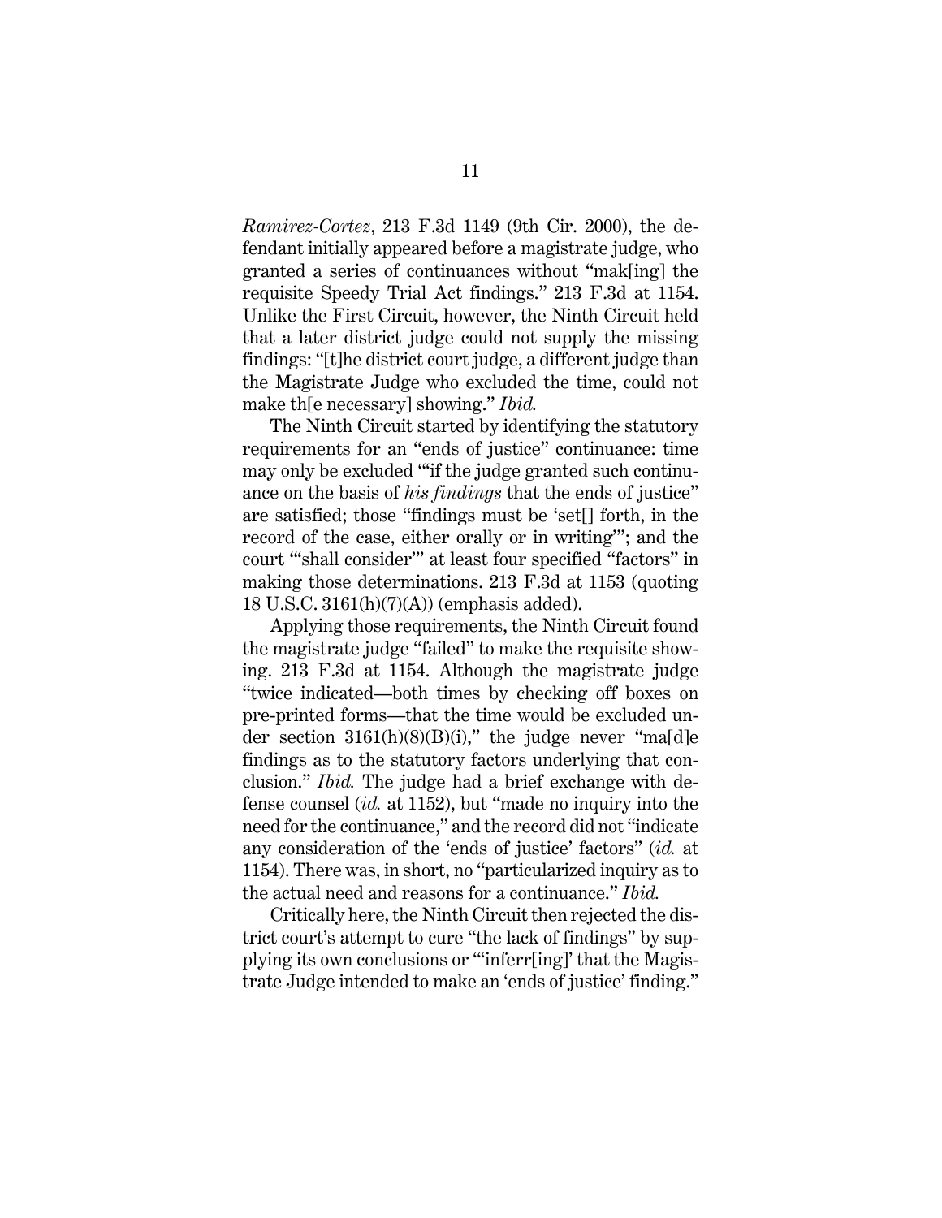*Ramirez-Cortez*, 213 F.3d 1149 (9th Cir. 2000), the defendant initially appeared before a magistrate judge, who granted a series of continuances without "mak[ing] the requisite Speedy Trial Act findings." 213 F.3d at 1154. Unlike the First Circuit, however, the Ninth Circuit held that a later district judge could not supply the missing findings: "[t]he district court judge, a different judge than the Magistrate Judge who excluded the time, could not make th[e necessary] showing." *Ibid.*

The Ninth Circuit started by identifying the statutory requirements for an "ends of justice" continuance: time may only be excluded "'if the judge granted such continuance on the basis of *his findings* that the ends of justice" are satisfied; those "findings must be 'set[] forth, in the record of the case, either orally or in writing'"; and the court "'shall consider'" at least four specified "factors" in making those determinations. 213 F.3d at 1153 (quoting 18 U.S.C. 3161(h)(7)(A)) (emphasis added).

Applying those requirements, the Ninth Circuit found the magistrate judge "failed" to make the requisite showing. 213 F.3d at 1154. Although the magistrate judge "twice indicated—both times by checking off boxes on pre-printed forms—that the time would be excluded under section 3161(h)(8)(B)(i)," the judge never "ma[d]e findings as to the statutory factors underlying that conclusion." *Ibid.* The judge had a brief exchange with defense counsel (*id.* at 1152), but "made no inquiry into the need for the continuance," and the record did not "indicate any consideration of the 'ends of justice' factors" (*id.* at 1154). There was, in short, no "particularized inquiry as to the actual need and reasons for a continuance." *Ibid.*

Critically here, the Ninth Circuit then rejected the district court's attempt to cure "the lack of findings" by supplying its own conclusions or "'inferr[ing]' that the Magistrate Judge intended to make an 'ends of justice' finding."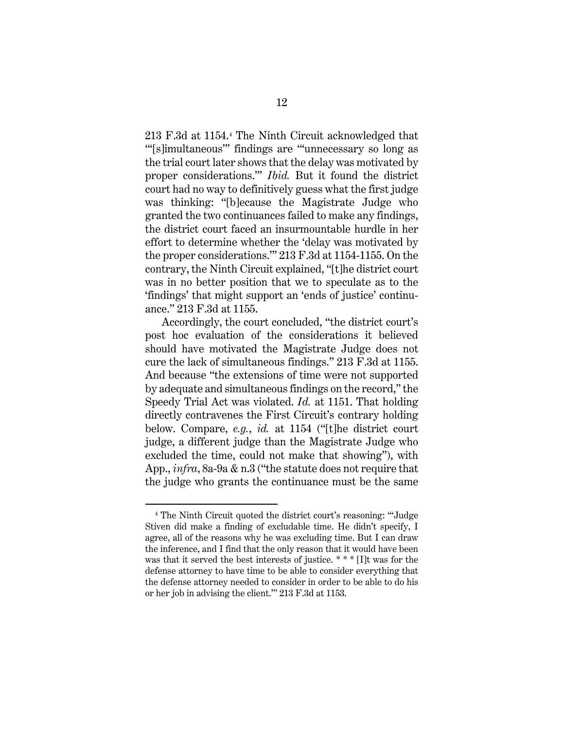213 F.3d at 1154.[4] The Ninth Circuit acknowledged that "'[s]imultaneous'" findings are "'unnecessary so long as the trial court later shows that the delay was motivated by proper considerations.'" *Ibid.* But it found the district court had no way to definitively guess what the first judge was thinking: "[b]ecause the Magistrate Judge who granted the two continuances failed to make any findings, the district court faced an insurmountable hurdle in her effort to determine whether the 'delay was motivated by the proper considerations.'" 213 F.3d at 1154-1155. On the contrary, the Ninth Circuit explained, "[t]he district court was in no better position that we to speculate as to the 'findings' that might support an 'ends of justice' continuance." 213 F.3d at 1155.

Accordingly, the court concluded, "the district court's post hoc evaluation of the considerations it believed should have motivated the Magistrate Judge does not cure the lack of simultaneous findings." 213 F.3d at 1155. And because "the extensions of time were not supported by adequate and simultaneous findings on the record," the Speedy Trial Act was violated. *Id.* at 1151. That holding directly contravenes the First Circuit's contrary holding below. Compare, *e.g.*, *id.* at 1154 ("[t]he district court judge, a different judge than the Magistrate Judge who excluded the time, could not make that showing"), with App., *infra*, 8a-9a & n.3 ("the statute does not require that the judge who grants the continuance must be the same

---

[4] The Ninth Circuit quoted the district court's reasoning: "'Judge Stiven did make a finding of excludable time. He didn't specify, I agree, all of the reasons why he was excluding time. But I can draw the inference, and I find that the only reason that it would have been was that it served the best interests of justice. * * * [I]t was for the defense attorney to have time to be able to consider everything that the defense attorney needed to consider in order to be able to do his or her job in advising the client.'" 213 F.3d at 1153.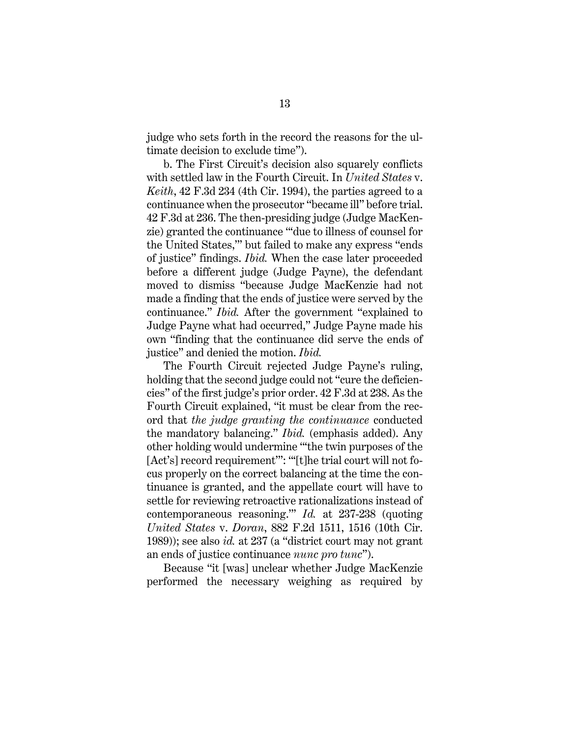judge who sets forth in the record the reasons for the ultimate decision to exclude time").

b. The First Circuit's decision also squarely conflicts with settled law in the Fourth Circuit. In *United States* v. *Keith*, 42 F.3d 234 (4th Cir. 1994), the parties agreed to a continuance when the prosecutor "became ill" before trial. 42 F.3d at 236. The then-presiding judge (Judge MacKenzie) granted the continuance "'due to illness of counsel for the United States,'" but failed to make any express "ends of justice" findings. *Ibid.* When the case later proceeded before a different judge (Judge Payne), the defendant moved to dismiss "because Judge MacKenzie had not made a finding that the ends of justice were served by the continuance." *Ibid.* After the government "explained to Judge Payne what had occurred," Judge Payne made his own "finding that the continuance did serve the ends of justice" and denied the motion. *Ibid.*

The Fourth Circuit rejected Judge Payne's ruling, holding that the second judge could not "cure the deficiencies" of the first judge's prior order. 42 F.3d at 238. As the Fourth Circuit explained, "it must be clear from the record that *the judge granting the continuance* conducted the mandatory balancing." *Ibid.* (emphasis added). Any other holding would undermine "'the twin purposes of the [Act's] record requirement'": "'[t]he trial court will not focus properly on the correct balancing at the time the continuance is granted, and the appellate court will have to settle for reviewing retroactive rationalizations instead of contemporaneous reasoning.'" *Id.* at 237-238 (quoting *United States* v. *Doran*, 882 F.2d 1511, 1516 (10th Cir. 1989)); see also *id.* at 237 (a "district court may not grant an ends of justice continuance *nunc pro tunc*").

Because "it [was] unclear whether Judge MacKenzie performed the necessary weighing as required by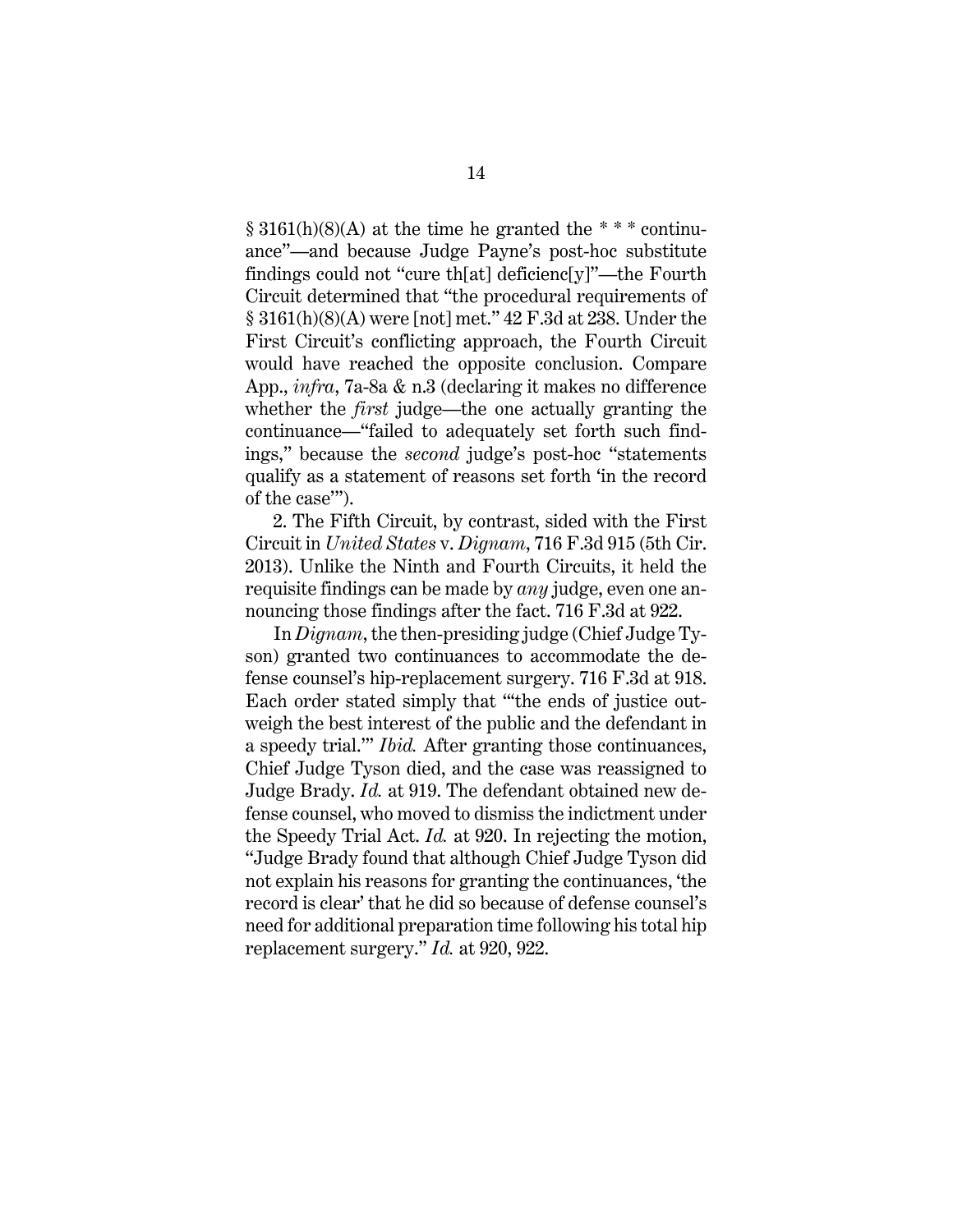§ 3161(h)(8)(A) at the time he granted the * * * continuance"—and because Judge Payne's post-hoc substitute findings could not "cure th[at] deficienc[y]"—the Fourth Circuit determined that "the procedural requirements of § 3161(h)(8)(A) were [not] met." 42 F.3d at 238. Under the First Circuit's conflicting approach, the Fourth Circuit would have reached the opposite conclusion. Compare App., *infra*, 7a-8a & n.3 (declaring it makes no difference whether the *first* judge—the one actually granting the continuance—"failed to adequately set forth such findings," because the *second* judge's post-hoc "statements qualify as a statement of reasons set forth 'in the record of the case'").

2. The Fifth Circuit, by contrast, sided with the First Circuit in *United States* v. *Dignam*, 716 F.3d 915 (5th Cir. 2013). Unlike the Ninth and Fourth Circuits, it held the requisite findings can be made by *any* judge, even one announcing those findings after the fact. 716 F.3d at 922.

In *Dignam*, the then-presiding judge (Chief Judge Tyson) granted two continuances to accommodate the defense counsel's hip-replacement surgery. 716 F.3d at 918. Each order stated simply that "'the ends of justice outweigh the best interest of the public and the defendant in a speedy trial.'" *Ibid.* After granting those continuances, Chief Judge Tyson died, and the case was reassigned to Judge Brady. *Id.* at 919. The defendant obtained new defense counsel, who moved to dismiss the indictment under the Speedy Trial Act. *Id.* at 920. In rejecting the motion, "Judge Brady found that although Chief Judge Tyson did not explain his reasons for granting the continuances, 'the record is clear' that he did so because of defense counsel's need for additional preparation time following his total hip replacement surgery." *Id.* at 920, 922.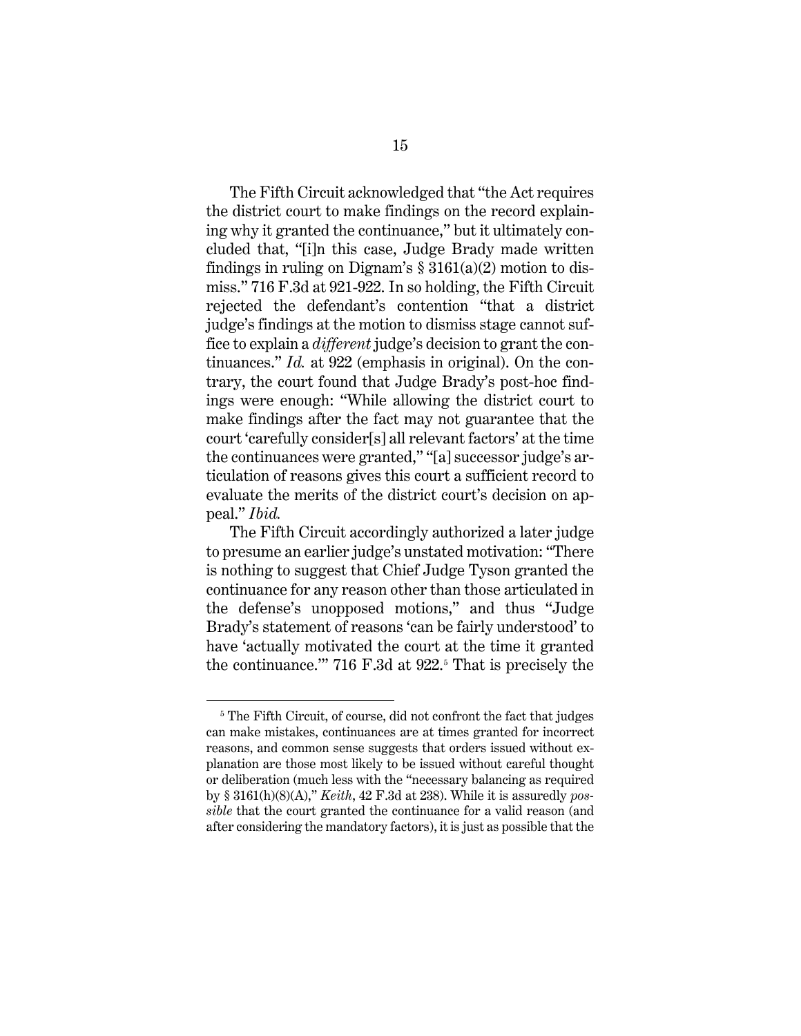The Fifth Circuit acknowledged that "the Act requires the district court to make findings on the record explaining why it granted the continuance," but it ultimately concluded that, "[i]n this case, Judge Brady made written findings in ruling on Dignam's § 3161(a)(2) motion to dismiss." 716 F.3d at 921-922. In so holding, the Fifth Circuit rejected the defendant's contention "that a district judge's findings at the motion to dismiss stage cannot suffice to explain a *different* judge's decision to grant the continuances." *Id.* at 922 (emphasis in original). On the contrary, the court found that Judge Brady's post-hoc findings were enough: "While allowing the district court to make findings after the fact may not guarantee that the court 'carefully consider[s] all relevant factors' at the time the continuances were granted," "[a] successor judge's articulation of reasons gives this court a sufficient record to evaluate the merits of the district court's decision on appeal." *Ibid.*

The Fifth Circuit accordingly authorized a later judge to presume an earlier judge's unstated motivation: "There is nothing to suggest that Chief Judge Tyson granted the continuance for any reason other than those articulated in the defense's unopposed motions," and thus "Judge Brady's statement of reasons 'can be fairly understood' to have 'actually motivated the court at the time it granted the continuance.'" 716 F.3d at 922.[5] That is precisely the

[5] The Fifth Circuit, of course, did not confront the fact that judges can make mistakes, continuances are at times granted for incorrect reasons, and common sense suggests that orders issued without explanation are those most likely to be issued without careful thought or deliberation (much less with the "necessary balancing as required by § 3161(h)(8)(A)," *Keith*, 42 F.3d at 238). While it is assuredly *possible* that the court granted the continuance for a valid reason (and after considering the mandatory factors), it is just as possible that the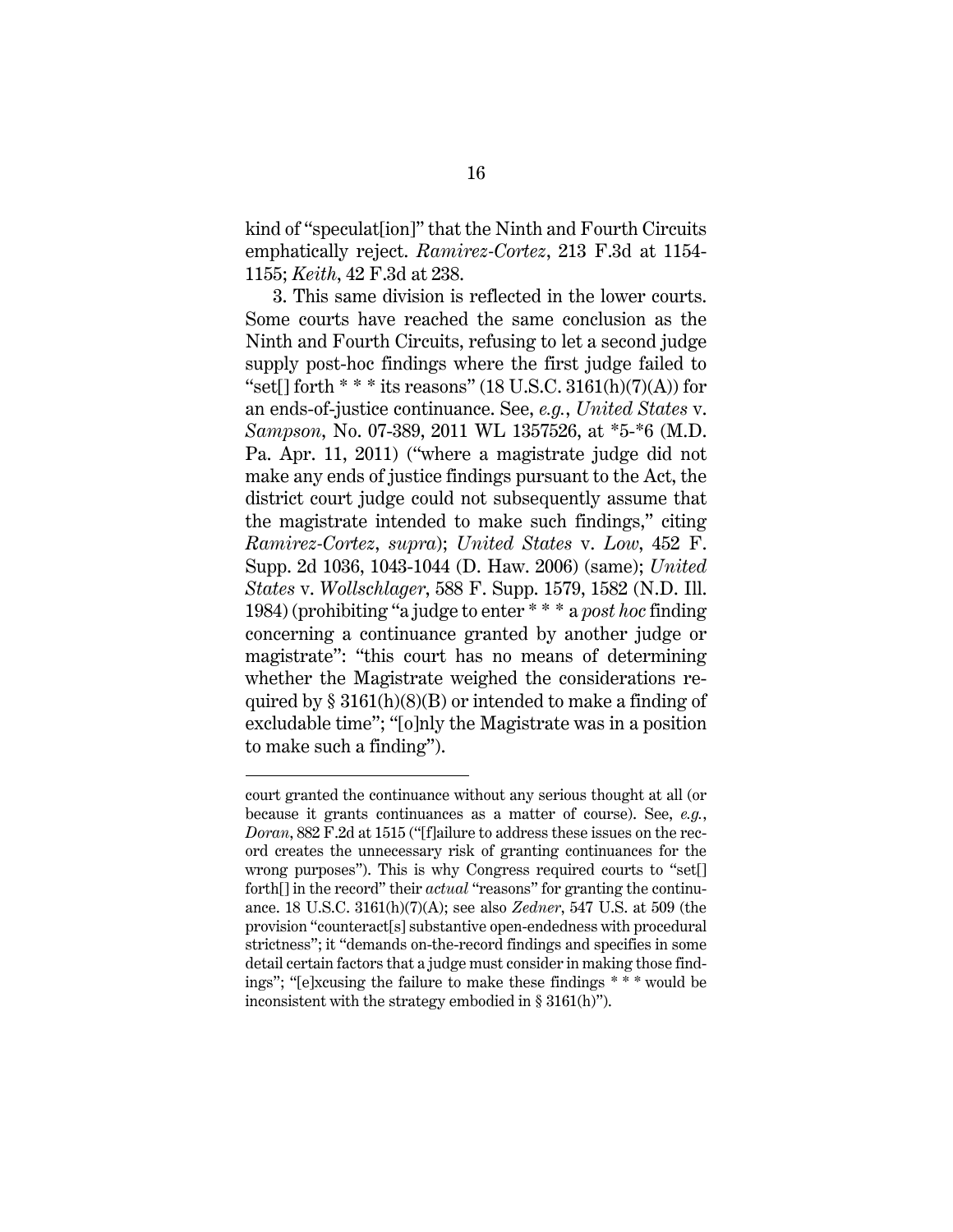kind of "speculat[ion]" that the Ninth and Fourth Circuits emphatically reject. *Ramirez-Cortez*, 213 F.3d at 1154-1155; *Keith*, 42 F.3d at 238.

3. This same division is reflected in the lower courts. Some courts have reached the same conclusion as the Ninth and Fourth Circuits, refusing to let a second judge supply post-hoc findings where the first judge failed to "set[] forth * * * its reasons" (18 U.S.C. 3161(h)(7)(A)) for an ends-of-justice continuance. See, *e.g.*, *United States* v. *Sampson*, No. 07-389, 2011 WL 1357526, at *5-*6 (M.D. Pa. Apr. 11, 2011) ("where a magistrate judge did not make any ends of justice findings pursuant to the Act, the district court judge could not subsequently assume that the magistrate intended to make such findings," citing *Ramirez-Cortez*, *supra*); *United States* v. *Low*, 452 F. Supp. 2d 1036, 1043-1044 (D. Haw. 2006) (same); *United States* v. *Wollschlager*, 588 F. Supp. 1579, 1582 (N.D. Ill. 1984) (prohibiting "a judge to enter * * * a *post hoc* finding concerning a continuance granted by another judge or magistrate": "this court has no means of determining whether the Magistrate weighed the considerations required by § 3161(h)(8)(B) or intended to make a finding of excludable time"; "[o]nly the Magistrate was in a position to make such a finding").

---

court granted the continuance without any serious thought at all (or because it grants continuances as a matter of course). See, *e.g.*, *Doran*, 882 F.2d at 1515 ("[f]ailure to address these issues on the record creates the unnecessary risk of granting continuances for the wrong purposes"). This is why Congress required courts to "set[] forth[] in the record" their *actual* "reasons" for granting the continuance. 18 U.S.C. 3161(h)(7)(A); see also *Zedner*, 547 U.S. at 509 (the provision "counteract[s] substantive open-endedness with procedural strictness"; it "demands on-the-record findings and specifies in some detail certain factors that a judge must consider in making those findings"; "[e]xcusing the failure to make these findings * * * would be inconsistent with the strategy embodied in § 3161(h)").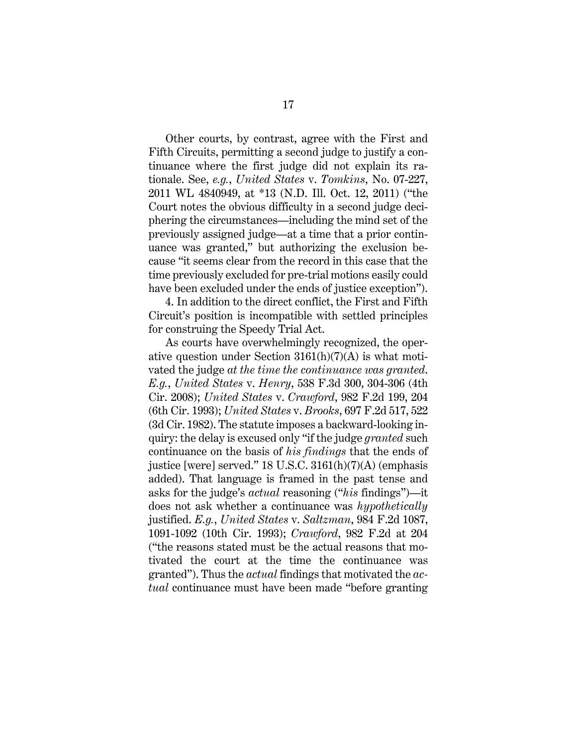Other courts, by contrast, agree with the First and Fifth Circuits, permitting a second judge to justify a continuance where the first judge did not explain its rationale. See, *e.g.*, *United States* v. *Tomkins*, No. 07-227, 2011 WL 4840949, at *13 (N.D. Ill. Oct. 12, 2011) ("the Court notes the obvious difficulty in a second judge deciphering the circumstances—including the mind set of the previously assigned judge—at a time that a prior continuance was granted," but authorizing the exclusion because "it seems clear from the record in this case that the time previously excluded for pre-trial motions easily could have been excluded under the ends of justice exception").

4. In addition to the direct conflict, the First and Fifth Circuit's position is incompatible with settled principles for construing the Speedy Trial Act.

As courts have overwhelmingly recognized, the operative question under Section 3161(h)(7)(A) is what motivated the judge *at the time the continuance was granted*. *E.g.*, *United States* v. *Henry*, 538 F.3d 300, 304-306 (4th Cir. 2008); *United States* v. *Crawford*, 982 F.2d 199, 204 (6th Cir. 1993); *United States* v. *Brooks*, 697 F.2d 517, 522 (3d Cir. 1982). The statute imposes a backward-looking inquiry: the delay is excused only "if the judge *granted* such continuance on the basis of *his findings* that the ends of justice [were] served." 18 U.S.C. 3161(h)(7)(A) (emphasis added). That language is framed in the past tense and asks for the judge's *actual* reasoning ("*his* findings")—it does not ask whether a continuance was *hypothetically* justified. *E.g.*, *United States* v. *Saltzman*, 984 F.2d 1087, 1091-1092 (10th Cir. 1993); *Crawford*, 982 F.2d at 204 ("the reasons stated must be the actual reasons that motivated the court at the time the continuance was granted"). Thus the *actual* findings that motivated the *actual* continuance must have been made "before granting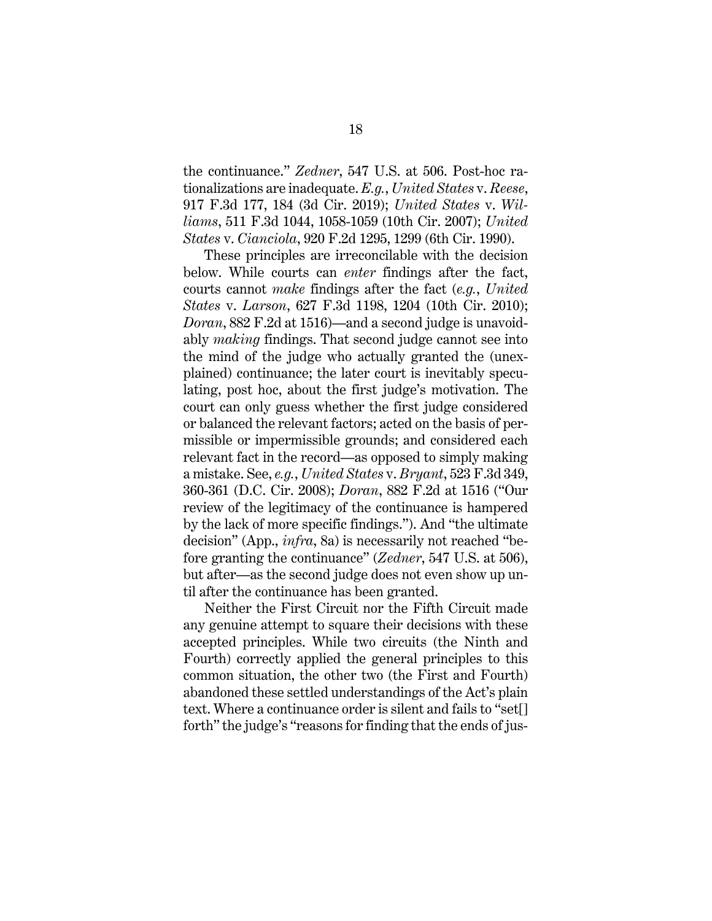the continuance." *Zedner*, 547 U.S. at 506. Post-hoc rationalizations are inadequate. *E.g.*, *United States* v. *Reese*, 917 F.3d 177, 184 (3d Cir. 2019); *United States* v. *Williams*, 511 F.3d 1044, 1058-1059 (10th Cir. 2007); *United States* v. *Cianciola*, 920 F.2d 1295, 1299 (6th Cir. 1990).

These principles are irreconcilable with the decision below. While courts can *enter* findings after the fact, courts cannot *make* findings after the fact (*e.g.*, *United States* v. *Larson*, 627 F.3d 1198, 1204 (10th Cir. 2010); *Doran*, 882 F.2d at 1516)—and a second judge is unavoidably *making* findings. That second judge cannot see into the mind of the judge who actually granted the (unexplained) continuance; the later court is inevitably speculating, post hoc, about the first judge's motivation. The court can only guess whether the first judge considered or balanced the relevant factors; acted on the basis of permissible or impermissible grounds; and considered each relevant fact in the record—as opposed to simply making a mistake. See, *e.g.*, *United States* v. *Bryant*, 523 F.3d 349, 360-361 (D.C. Cir. 2008); *Doran*, 882 F.2d at 1516 ("Our review of the legitimacy of the continuance is hampered by the lack of more specific findings."). And "the ultimate decision" (App., *infra*, 8a) is necessarily not reached "before granting the continuance" (*Zedner*, 547 U.S. at 506), but after—as the second judge does not even show up until after the continuance has been granted.

Neither the First Circuit nor the Fifth Circuit made any genuine attempt to square their decisions with these accepted principles. While two circuits (the Ninth and Fourth) correctly applied the general principles to this common situation, the other two (the First and Fourth) abandoned these settled understandings of the Act's plain text. Where a continuance order is silent and fails to "set[] forth" the judge's "reasons for finding that the ends of jus-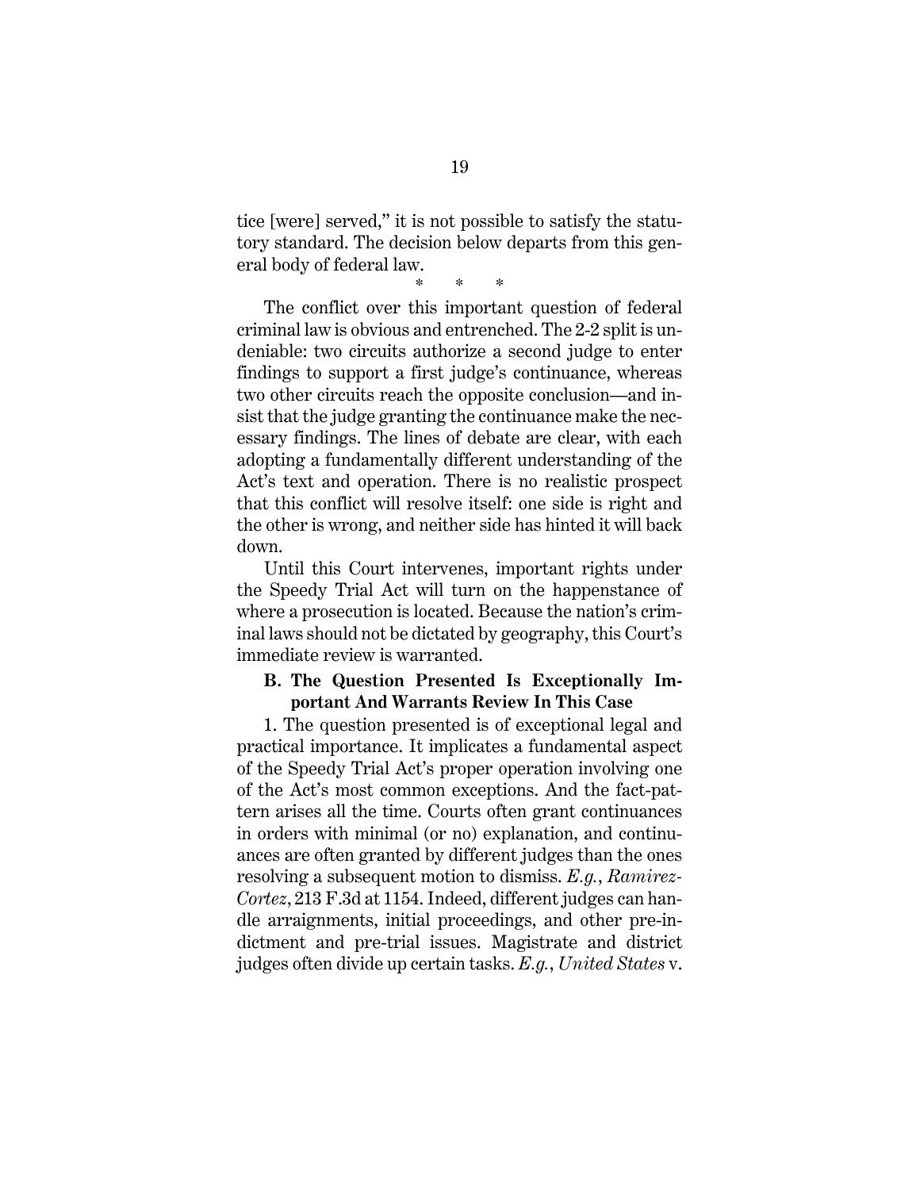tice [were] served," it is not possible to satisfy the statutory standard. The decision below departs from this general body of federal law.

\* \* \*

The conflict over this important question of federal criminal law is obvious and entrenched. The 2-2 split is undeniable: two circuits authorize a second judge to enter findings to support a first judge's continuance, whereas two other circuits reach the opposite conclusion—and insist that the judge granting the continuance make the necessary findings. The lines of debate are clear, with each adopting a fundamentally different understanding of the Act's text and operation. There is no realistic prospect that this conflict will resolve itself: one side is right and the other is wrong, and neither side has hinted it will back down.

Until this Court intervenes, important rights under the Speedy Trial Act will turn on the happenstance of where a prosecution is located. Because the nation's criminal laws should not be dictated by geography, this Court's immediate review is warranted.

### B. The Question Presented Is Exceptionally Important And Warrants Review In This Case

1. The question presented is of exceptional legal and practical importance. It implicates a fundamental aspect of the Speedy Trial Act's proper operation involving one of the Act's most common exceptions. And the fact-pattern arises all the time. Courts often grant continuances in orders with minimal (or no) explanation, and continuances are often granted by different judges than the ones resolving a subsequent motion to dismiss. *E.g.*, *Ramirez-Cortez*, 213 F.3d at 1154. Indeed, different judges can handle arraignments, initial proceedings, and other pre-indictment and pre-trial issues. Magistrate and district judges often divide up certain tasks. *E.g.*, *United States* v.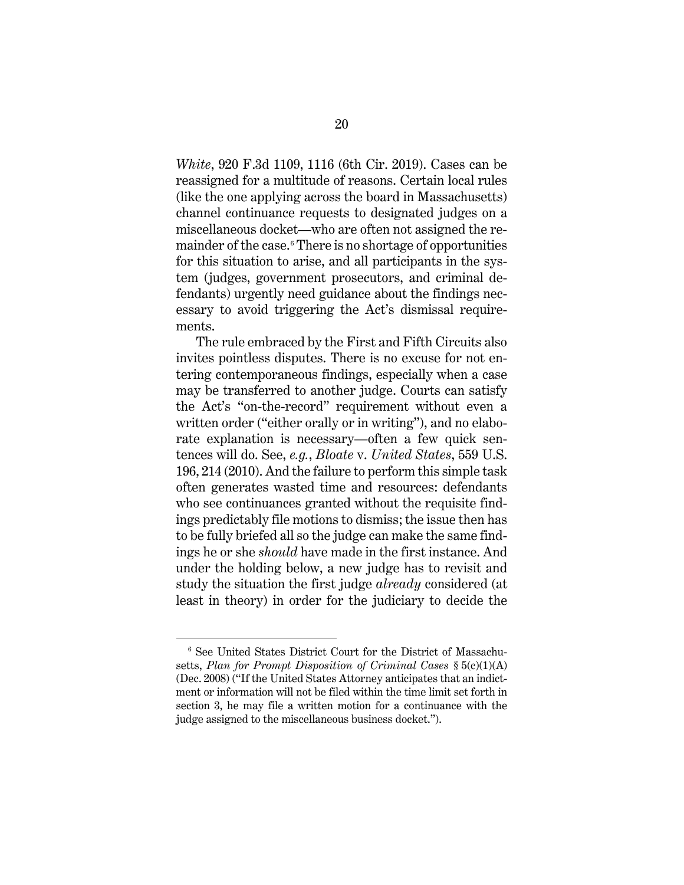*White*, 920 F.3d 1109, 1116 (6th Cir. 2019). Cases can be reassigned for a multitude of reasons. Certain local rules (like the one applying across the board in Massachusetts) channel continuance requests to designated judges on a miscellaneous docket—who are often not assigned the remainder of the case.[6] There is no shortage of opportunities for this situation to arise, and all participants in the system (judges, government prosecutors, and criminal defendants) urgently need guidance about the findings necessary to avoid triggering the Act's dismissal requirements.

The rule embraced by the First and Fifth Circuits also invites pointless disputes. There is no excuse for not entering contemporaneous findings, especially when a case may be transferred to another judge. Courts can satisfy the Act's "on-the-record" requirement without even a written order ("either orally or in writing"), and no elaborate explanation is necessary—often a few quick sentences will do. See, *e.g.*, *Bloate* v. *United States*, 559 U.S. 196, 214 (2010). And the failure to perform this simple task often generates wasted time and resources: defendants who see continuances granted without the requisite findings predictably file motions to dismiss; the issue then has to be fully briefed all so the judge can make the same findings he or she *should* have made in the first instance. And under the holding below, a new judge has to revisit and study the situation the first judge *already* considered (at least in theory) in order for the judiciary to decide the

---

[6] See United States District Court for the District of Massachusetts, *Plan for Prompt Disposition of Criminal Cases* § 5(c)(1)(A) (Dec. 2008) ("If the United States Attorney anticipates that an indictment or information will not be filed within the time limit set forth in section 3, he may file a written motion for a continuance with the judge assigned to the miscellaneous business docket.").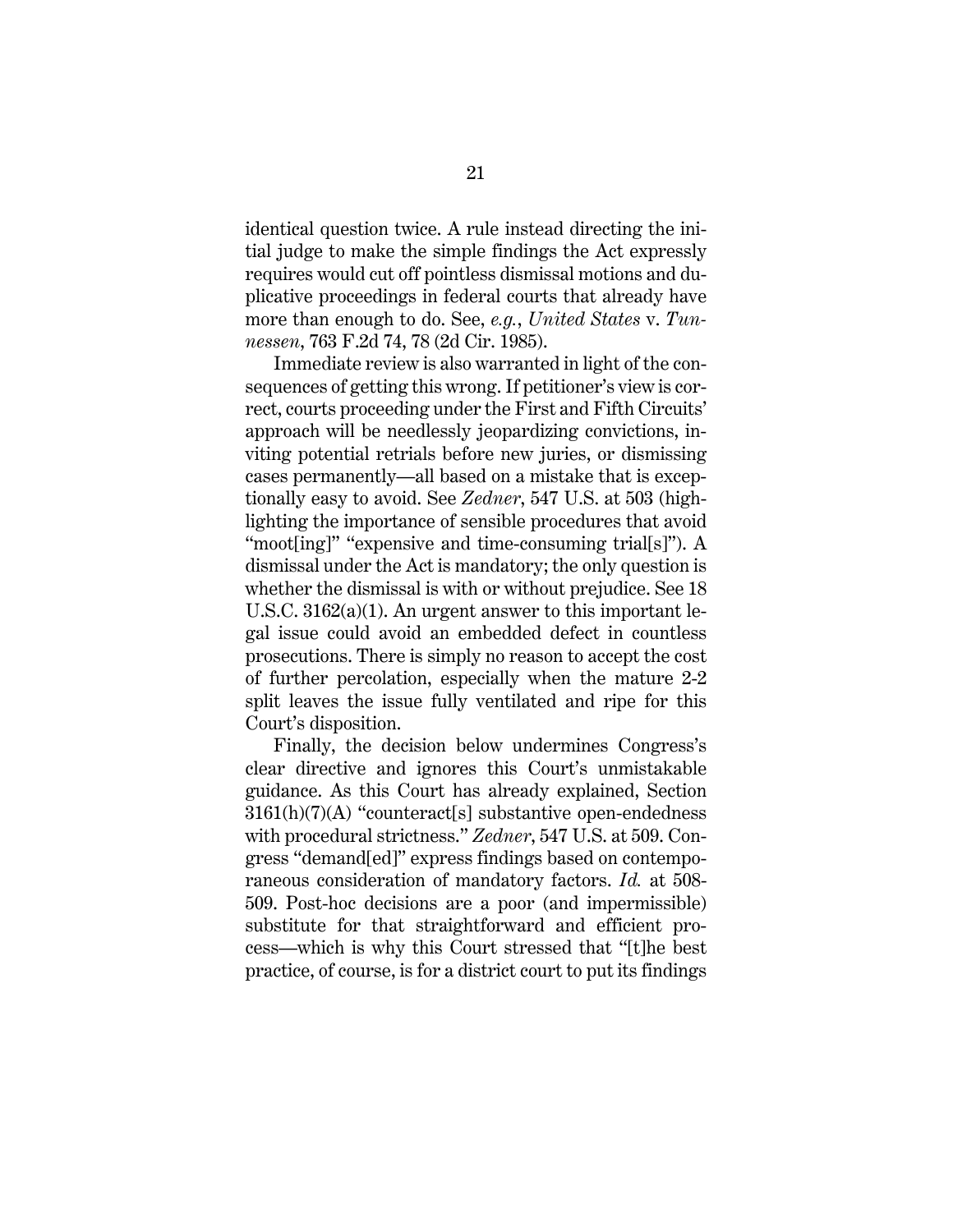identical question twice. A rule instead directing the initial judge to make the simple findings the Act expressly requires would cut off pointless dismissal motions and duplicative proceedings in federal courts that already have more than enough to do. See, *e.g.*, *United States* v. *Tunnessen*, 763 F.2d 74, 78 (2d Cir. 1985).

Immediate review is also warranted in light of the consequences of getting this wrong. If petitioner's view is correct, courts proceeding under the First and Fifth Circuits' approach will be needlessly jeopardizing convictions, inviting potential retrials before new juries, or dismissing cases permanently—all based on a mistake that is exceptionally easy to avoid. See *Zedner*, 547 U.S. at 503 (highlighting the importance of sensible procedures that avoid "moot[ing]" "expensive and time-consuming trial[s]"). A dismissal under the Act is mandatory; the only question is whether the dismissal is with or without prejudice. See 18 U.S.C. 3162(a)(1). An urgent answer to this important legal issue could avoid an embedded defect in countless prosecutions. There is simply no reason to accept the cost of further percolation, especially when the mature 2-2 split leaves the issue fully ventilated and ripe for this Court's disposition.

Finally, the decision below undermines Congress's clear directive and ignores this Court's unmistakable guidance. As this Court has already explained, Section 3161(h)(7)(A) "counteract[s] substantive open-endedness with procedural strictness." *Zedner*, 547 U.S. at 509. Congress "demand[ed]" express findings based on contemporaneous consideration of mandatory factors. *Id.* at 508-509. Post-hoc decisions are a poor (and impermissible) substitute for that straightforward and efficient process—which is why this Court stressed that "[t]he best practice, of course, is for a district court to put its findings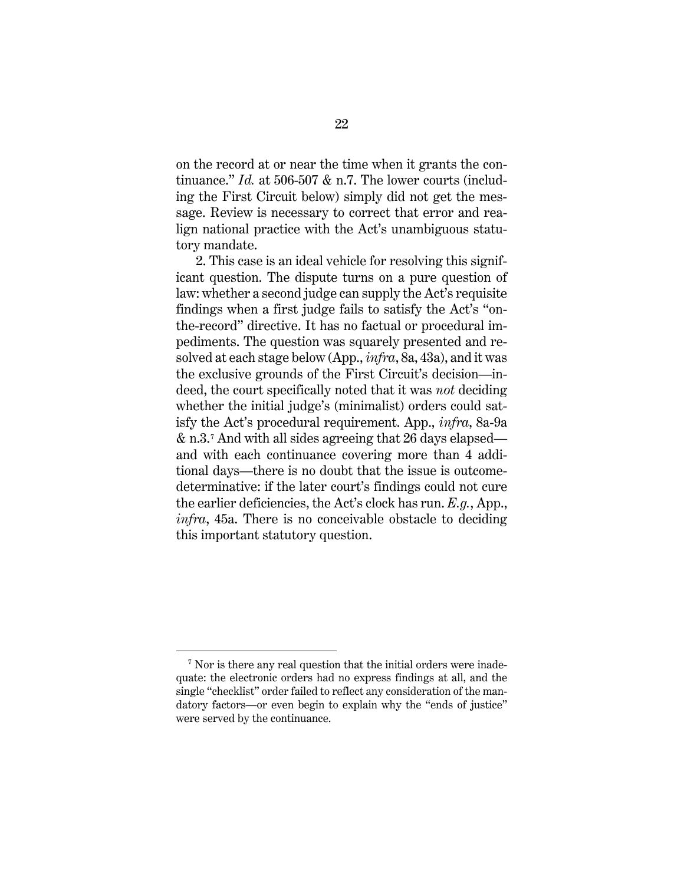on the record at or near the time when it grants the continuance." *Id.* at 506-507 & n.7. The lower courts (including the First Circuit below) simply did not get the message. Review is necessary to correct that error and realign national practice with the Act's unambiguous statutory mandate.

2. This case is an ideal vehicle for resolving this significant question. The dispute turns on a pure question of law: whether a second judge can supply the Act's requisite findings when a first judge fails to satisfy the Act's "on-the-record" directive. It has no factual or procedural impediments. The question was squarely presented and resolved at each stage below (App., *infra*, 8a, 43a), and it was the exclusive grounds of the First Circuit's decision—indeed, the court specifically noted that it was *not* deciding whether the initial judge's (minimalist) orders could satisfy the Act's procedural requirement. App., *infra*, 8a-9a & n.3.[7] And with all sides agreeing that 26 days elapsed—and with each continuance covering more than 4 additional days—there is no doubt that the issue is outcome-determinative: if the later court's findings could not cure the earlier deficiencies, the Act's clock has run. *E.g.*, App., *infra*, 45a. There is no conceivable obstacle to deciding this important statutory question.

---

[7] Nor is there any real question that the initial orders were inadequate: the electronic orders had no express findings at all, and the single "checklist" order failed to reflect any consideration of the mandatory factors—or even begin to explain why the "ends of justice" were served by the continuance.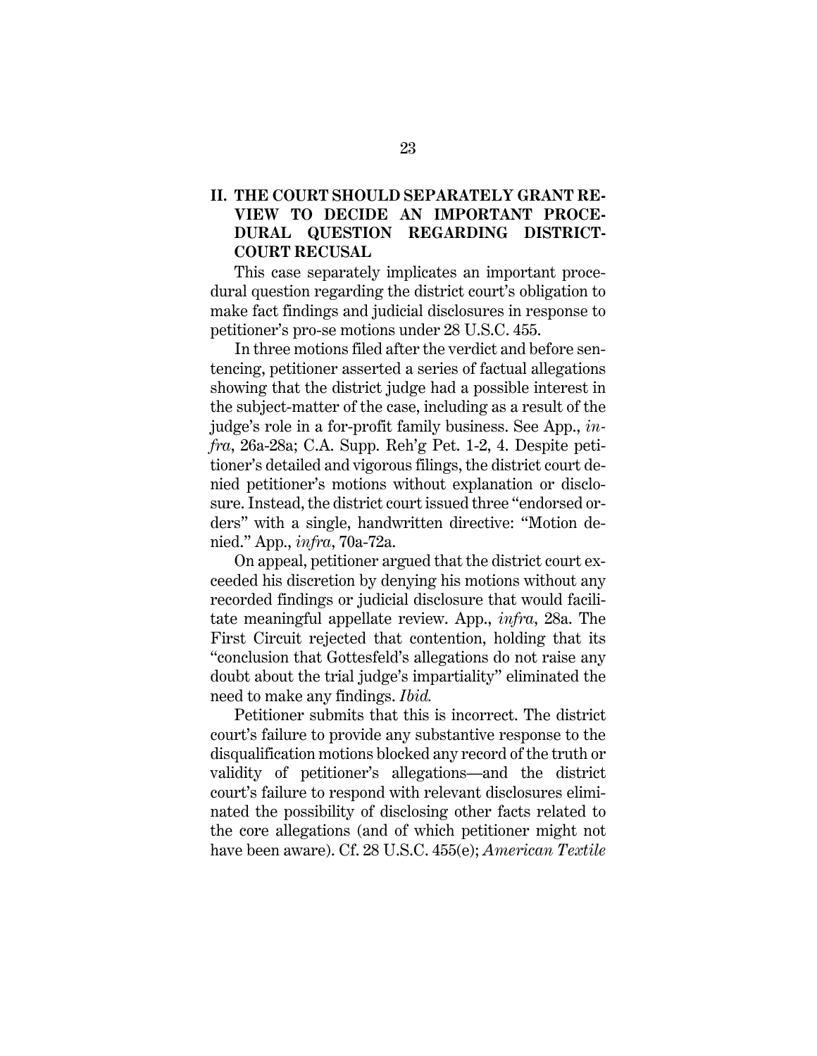## II. THE COURT SHOULD SEPARATELY GRANT REVIEW TO DECIDE AN IMPORTANT PROCEDURAL QUESTION REGARDING DISTRICT-COURT RECUSAL

This case separately implicates an important procedural question regarding the district court's obligation to make fact findings and judicial disclosures in response to petitioner's pro-se motions under 28 U.S.C. 455.

In three motions filed after the verdict and before sentencing, petitioner asserted a series of factual allegations showing that the district judge had a possible interest in the subject-matter of the case, including as a result of the judge's role in a for-profit family business. See App., *infra*, 26a-28a; C.A. Supp. Reh'g Pet. 1-2, 4. Despite petitioner's detailed and vigorous filings, the district court denied petitioner's motions without explanation or disclosure. Instead, the district court issued three "endorsed orders" with a single, handwritten directive: "Motion denied." App., *infra*, 70a-72a.

On appeal, petitioner argued that the district court exceeded his discretion by denying his motions without any recorded findings or judicial disclosure that would facilitate meaningful appellate review. App., *infra*, 28a. The First Circuit rejected that contention, holding that its "conclusion that Gottesfeld's allegations do not raise any doubt about the trial judge's impartiality" eliminated the need to make any findings. *Ibid.*

Petitioner submits that this is incorrect. The district court's failure to provide any substantive response to the disqualification motions blocked any record of the truth or validity of petitioner's allegations—and the district court's failure to respond with relevant disclosures eliminated the possibility of disclosing other facts related to the core allegations (and of which petitioner might not have been aware). Cf. 28 U.S.C. 455(e); *American Textile*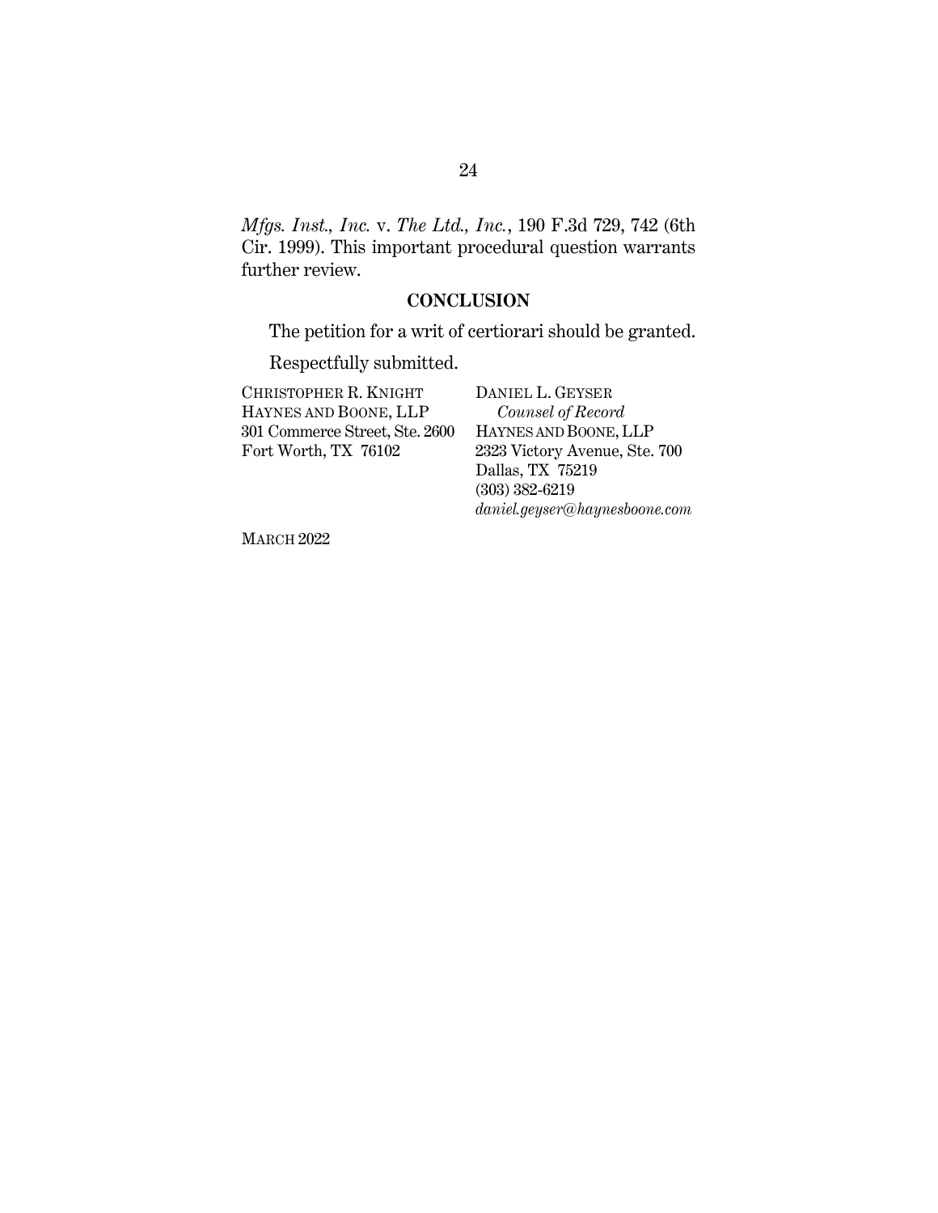*Mfgs. Inst., Inc.* v. *The Ltd., Inc.*, 190 F.3d 729, 742 (6th Cir. 1999). This important procedural question warrants further review.

## CONCLUSION

The petition for a writ of certiorari should be granted.

Respectfully submitted.

CHRISTOPHER R. KNIGHT
HAYNES AND BOONE, LLP
301 Commerce Street, Ste. 2600
Fort Worth, TX 76102

DANIEL L. GEYSER
*Counsel of Record*
HAYNES AND BOONE, LLP
2323 Victory Avenue, Ste. 700
Dallas, TX 75219
(303) 382-6219
*daniel.geyser@haynesboone.com*

MARCH 2022